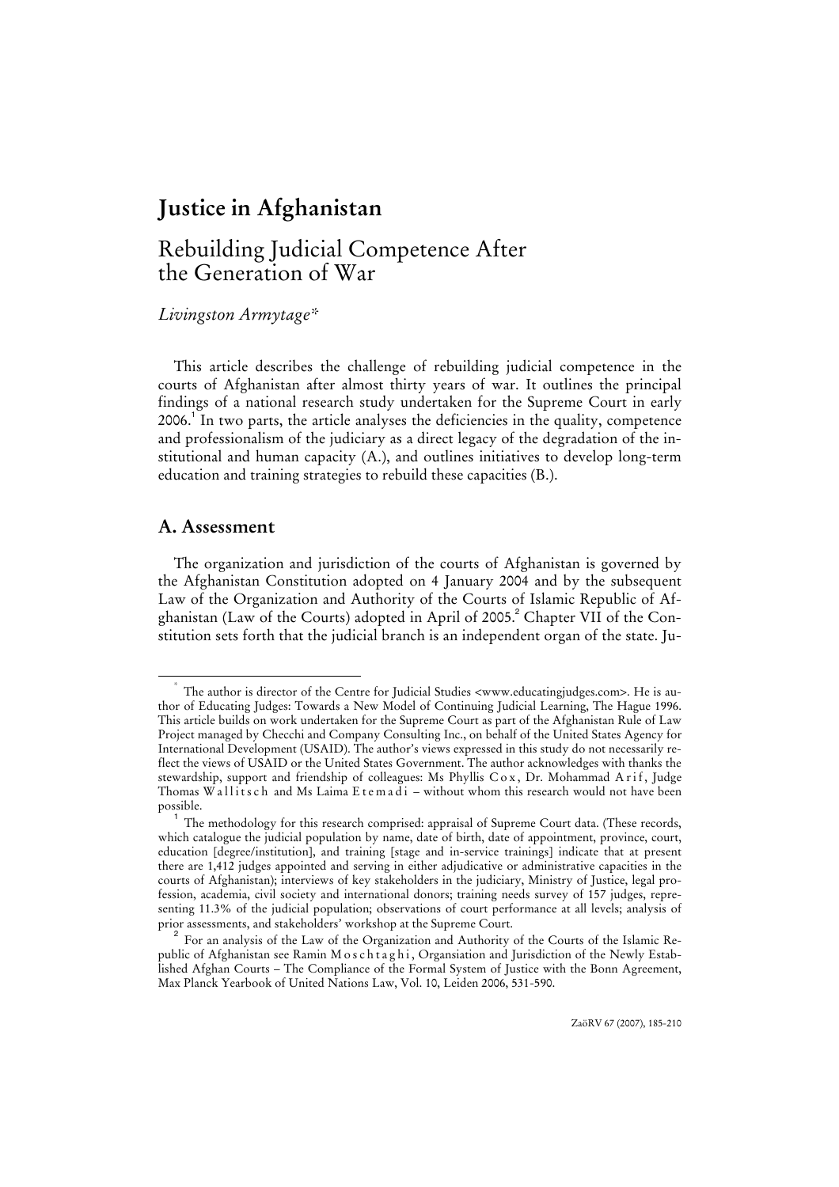# Justice in Afghanistan

## Rebuilding Judicial Competence After the Generation of War

*Livingston Armytage**

This article describes the challenge of rebuilding judicial competence in the courts of Afghanistan after almost thirty years of war. It outlines the principal findings of a national research study undertaken for the Supreme Court in early 2006.[1] In two parts, the article analyses the deficiencies in the quality, competence and professionalism of the judiciary as a direct legacy of the degradation of the institutional and human capacity (A.), and outlines initiatives to develop long-term education and training strategies to rebuild these capacities (B.).

## A. Assessment

The organization and jurisdiction of the courts of Afghanistan is governed by the Afghanistan Constitution adopted on 4 January 2004 and by the subsequent Law of the Organization and Authority of the Courts of Islamic Republic of Afghanistan (Law of the Courts) adopted in April of 2005.[2] Chapter VII of the Constitution sets forth that the judicial branch is an independent organ of the state. Ju-

---

\* The author is director of the Centre for Judicial Studies <www.educatingjudges.com>. He is author of Educating Judges: Towards a New Model of Continuing Judicial Learning, The Hague 1996. This article builds on work undertaken for the Supreme Court as part of the Afghanistan Rule of Law Project managed by Checchi and Company Consulting Inc., on behalf of the United States Agency for International Development (USAID). The author's views expressed in this study do not necessarily reflect the views of USAID or the United States Government. The author acknowledges with thanks the stewardship, support and friendship of colleagues: Ms Phyllis Cox, Dr. Mohammad Arif, Judge Thomas Wallitsch and Ms Laima Etemadi – without whom this research would not have been possible.

[1] The methodology for this research comprised: appraisal of Supreme Court data. (These records, which catalogue the judicial population by name, date of birth, date of appointment, province, court, education [degree/institution], and training [stage and in-service trainings] indicate that at present there are 1,412 judges appointed and serving in either adjudicative or administrative capacities in the courts of Afghanistan); interviews of key stakeholders in the judiciary, Ministry of Justice, legal profession, academia, civil society and international donors; training needs survey of 157 judges, representing 11.3% of the judicial population; observations of court performance at all levels; analysis of prior assessments, and stakeholders' workshop at the Supreme Court.

[2] For an analysis of the Law of the Organization and Authority of the Courts of the Islamic Republic of Afghanistan see Ramin Moschtaghi, Organsiation and Jurisdiction of the Newly Established Afghan Courts – The Compliance of the Formal System of Justice with the Bonn Agreement, Max Planck Yearbook of United Nations Law, Vol. 10, Leiden 2006, 531-590.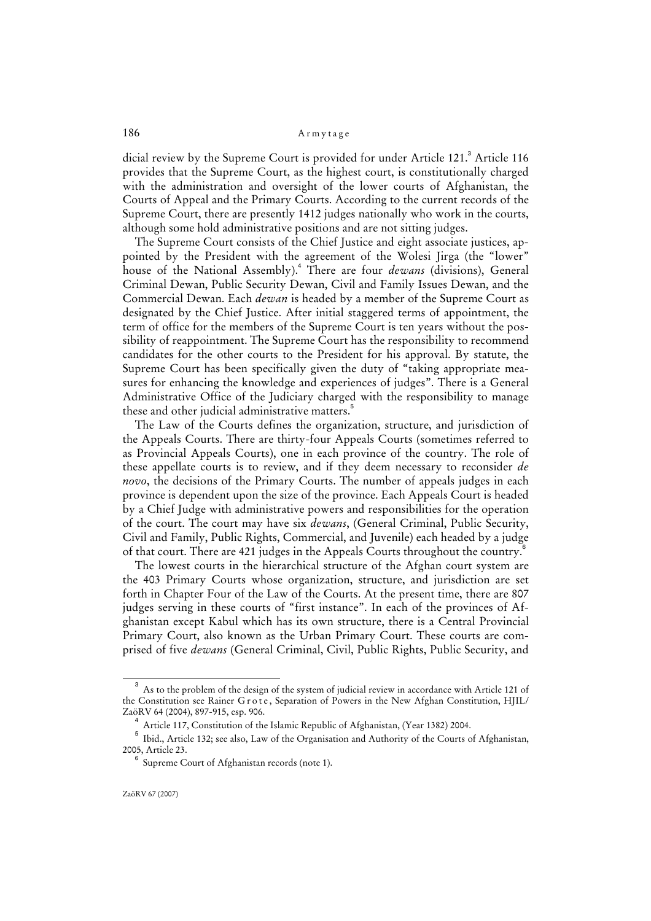dicial review by the Supreme Court is provided for under Article 121.[3] Article 116 provides that the Supreme Court, as the highest court, is constitutionally charged with the administration and oversight of the lower courts of Afghanistan, the Courts of Appeal and the Primary Courts. According to the current records of the Supreme Court, there are presently 1412 judges nationally who work in the courts, although some hold administrative positions and are not sitting judges.

The Supreme Court consists of the Chief Justice and eight associate justices, appointed by the President with the agreement of the Wolesi Jirga (the "lower" house of the National Assembly).[4] There are four *dewans* (divisions), General Criminal Dewan, Public Security Dewan, Civil and Family Issues Dewan, and the Commercial Dewan. Each *dewan* is headed by a member of the Supreme Court as designated by the Chief Justice. After initial staggered terms of appointment, the term of office for the members of the Supreme Court is ten years without the possibility of reappointment. The Supreme Court has the responsibility to recommend candidates for the other courts to the President for his approval. By statute, the Supreme Court has been specifically given the duty of "taking appropriate measures for enhancing the knowledge and experiences of judges". There is a General Administrative Office of the Judiciary charged with the responsibility to manage these and other judicial administrative matters.[5]

The Law of the Courts defines the organization, structure, and jurisdiction of the Appeals Courts. There are thirty-four Appeals Courts (sometimes referred to as Provincial Appeals Courts), one in each province of the country. The role of these appellate courts is to review, and if they deem necessary to reconsider *de novo*, the decisions of the Primary Courts. The number of appeals judges in each province is dependent upon the size of the province. Each Appeals Court is headed by a Chief Judge with administrative powers and responsibilities for the operation of the court. The court may have six *dewans*, (General Criminal, Public Security, Civil and Family, Public Rights, Commercial, and Juvenile) each headed by a judge of that court. There are 421 judges in the Appeals Courts throughout the country.[6]

The lowest courts in the hierarchical structure of the Afghan court system are the 403 Primary Courts whose organization, structure, and jurisdiction are set forth in Chapter Four of the Law of the Courts. At the present time, there are 807 judges serving in these courts of "first instance". In each of the provinces of Afghanistan except Kabul which has its own structure, there is a Central Provincial Primary Court, also known as the Urban Primary Court. These courts are comprised of five *dewans* (General Criminal, Civil, Public Rights, Public Security, and

---

[3] As to the problem of the design of the system of judicial review in accordance with Article 121 of the Constitution see Rainer Grote, Separation of Powers in the New Afghan Constitution, HJIL/ZaöRV 64 (2004), 897-915, esp. 906.

[4] Article 117, Constitution of the Islamic Republic of Afghanistan, (Year 1382) 2004.

[5] Ibid., Article 132; see also, Law of the Organisation and Authority of the Courts of Afghanistan, 2005, Article 23.

[6] Supreme Court of Afghanistan records (note 1).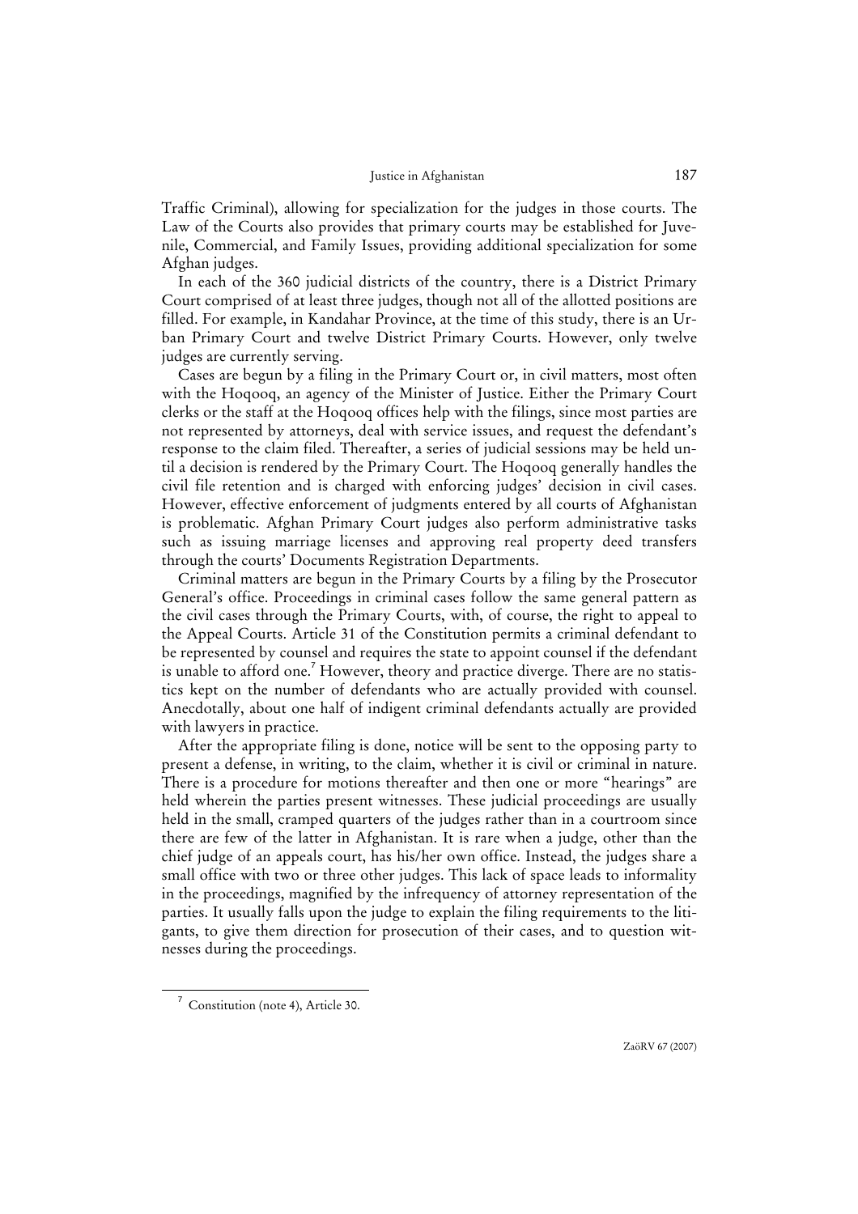Traffic Criminal), allowing for specialization for the judges in those courts. The Law of the Courts also provides that primary courts may be established for Juvenile, Commercial, and Family Issues, providing additional specialization for some Afghan judges.

In each of the 360 judicial districts of the country, there is a District Primary Court comprised of at least three judges, though not all of the allotted positions are filled. For example, in Kandahar Province, at the time of this study, there is an Urban Primary Court and twelve District Primary Courts. However, only twelve judges are currently serving.

Cases are begun by a filing in the Primary Court or, in civil matters, most often with the Hoqooq, an agency of the Minister of Justice. Either the Primary Court clerks or the staff at the Hoqooq offices help with the filings, since most parties are not represented by attorneys, deal with service issues, and request the defendant's response to the claim filed. Thereafter, a series of judicial sessions may be held until a decision is rendered by the Primary Court. The Hoqooq generally handles the civil file retention and is charged with enforcing judges' decision in civil cases. However, effective enforcement of judgments entered by all courts of Afghanistan is problematic. Afghan Primary Court judges also perform administrative tasks such as issuing marriage licenses and approving real property deed transfers through the courts' Documents Registration Departments.

Criminal matters are begun in the Primary Courts by a filing by the Prosecutor General's office. Proceedings in criminal cases follow the same general pattern as the civil cases through the Primary Courts, with, of course, the right to appeal to the Appeal Courts. Article 31 of the Constitution permits a criminal defendant to be represented by counsel and requires the state to appoint counsel if the defendant is unable to afford one.[7] However, theory and practice diverge. There are no statistics kept on the number of defendants who are actually provided with counsel. Anecdotally, about one half of indigent criminal defendants actually are provided with lawyers in practice.

After the appropriate filing is done, notice will be sent to the opposing party to present a defense, in writing, to the claim, whether it is civil or criminal in nature. There is a procedure for motions thereafter and then one or more "hearings" are held wherein the parties present witnesses. These judicial proceedings are usually held in the small, cramped quarters of the judges rather than in a courtroom since there are few of the latter in Afghanistan. It is rare when a judge, other than the chief judge of an appeals court, has his/her own office. Instead, the judges share a small office with two or three other judges. This lack of space leads to informality in the proceedings, magnified by the infrequency of attorney representation of the parties. It usually falls upon the judge to explain the filing requirements to the litigants, to give them direction for prosecution of their cases, and to question witnesses during the proceedings.

[7] Constitution (note 4), Article 30.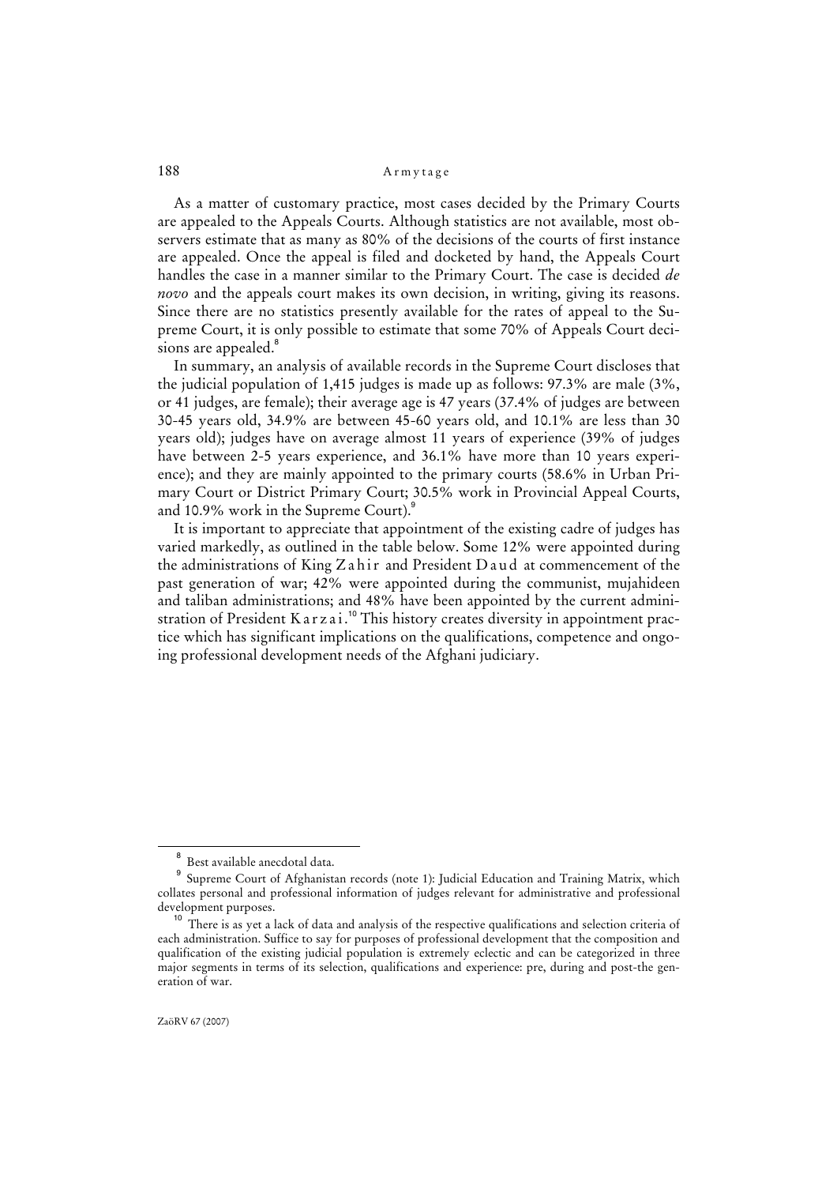As a matter of customary practice, most cases decided by the Primary Courts are appealed to the Appeals Courts. Although statistics are not available, most observers estimate that as many as 80% of the decisions of the courts of first instance are appealed. Once the appeal is filed and docketed by hand, the Appeals Court handles the case in a manner similar to the Primary Court. The case is decided *de novo* and the appeals court makes its own decision, in writing, giving its reasons. Since there are no statistics presently available for the rates of appeal to the Supreme Court, it is only possible to estimate that some 70% of Appeals Court decisions are appealed.[8]

In summary, an analysis of available records in the Supreme Court discloses that the judicial population of 1,415 judges is made up as follows: 97.3% are male (3%, or 41 judges, are female); their average age is 47 years (37.4% of judges are between 30-45 years old, 34.9% are between 45-60 years old, and 10.1% are less than 30 years old); judges have on average almost 11 years of experience (39% of judges have between 2-5 years experience, and 36.1% have more than 10 years experience); and they are mainly appointed to the primary courts (58.6% in Urban Primary Court or District Primary Court; 30.5% work in Provincial Appeal Courts, and 10.9% work in the Supreme Court).[9]

It is important to appreciate that appointment of the existing cadre of judges has varied markedly, as outlined in the table below. Some 12% were appointed during the administrations of King Zahir and President Daud at commencement of the past generation of war; 42% were appointed during the communist, mujahideen and taliban administrations; and 48% have been appointed by the current administration of President Karzai.[10] This history creates diversity in appointment practice which has significant implications on the qualifications, competence and ongoing professional development needs of the Afghani judiciary.

---

[8] Best available anecdotal data.

[9] Supreme Court of Afghanistan records (note 1): Judicial Education and Training Matrix, which collates personal and professional information of judges relevant for administrative and professional development purposes.

[10] There is as yet a lack of data and analysis of the respective qualifications and selection criteria of each administration. Suffice to say for purposes of professional development that the composition and qualification of the existing judicial population is extremely eclectic and can be categorized in three major segments in terms of its selection, qualifications and experience: pre, during and post-the generation of war.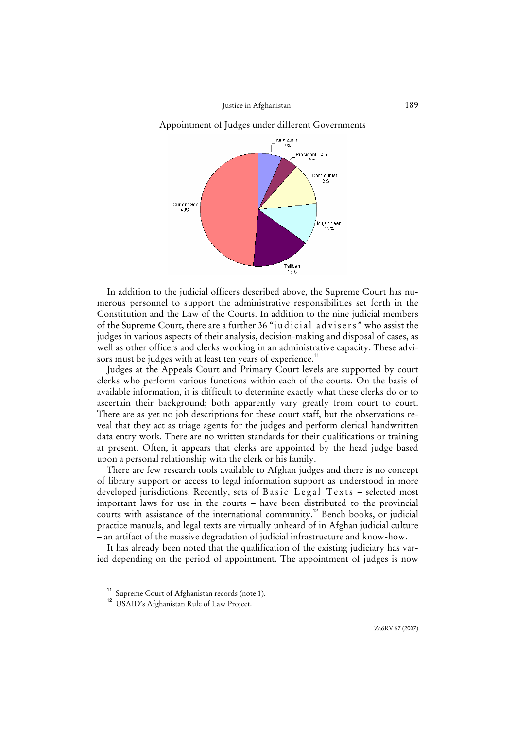Appointment of Judges under different Governments

In addition to the judicial officers described above, the Supreme Court has numerous personnel to support the administrative responsibilities set forth in the Constitution and the Law of the Courts. In addition to the nine judicial members of the Supreme Court, there are a further 36 "judicial advisers" who assist the judges in various aspects of their analysis, decision-making and disposal of cases, as well as other officers and clerks working in an administrative capacity. These advisors must be judges with at least ten years of experience.[11]

Judges at the Appeals Court and Primary Court levels are supported by court clerks who perform various functions within each of the courts. On the basis of available information, it is difficult to determine exactly what these clerks do or to ascertain their background; both apparently vary greatly from court to court. There are as yet no job descriptions for these court staff, but the observations reveal that they act as triage agents for the judges and perform clerical handwritten data entry work. There are no written standards for their qualifications or training at present. Often, it appears that clerks are appointed by the head judge based upon a personal relationship with the clerk or his family.

There are few research tools available to Afghan judges and there is no concept of library support or access to legal information support as understood in more developed jurisdictions. Recently, sets of Basic Legal Texts – selected most important laws for use in the courts – have been distributed to the provincial courts with assistance of the international community.[12] Bench books, or judicial practice manuals, and legal texts are virtually unheard of in Afghan judicial culture – an artifact of the massive degradation of judicial infrastructure and know-how.

It has already been noted that the qualification of the existing judiciary has varied depending on the period of appointment. The appointment of judges is now

[11] Supreme Court of Afghanistan records (note 1).

[12] USAID's Afghanistan Rule of Law Project.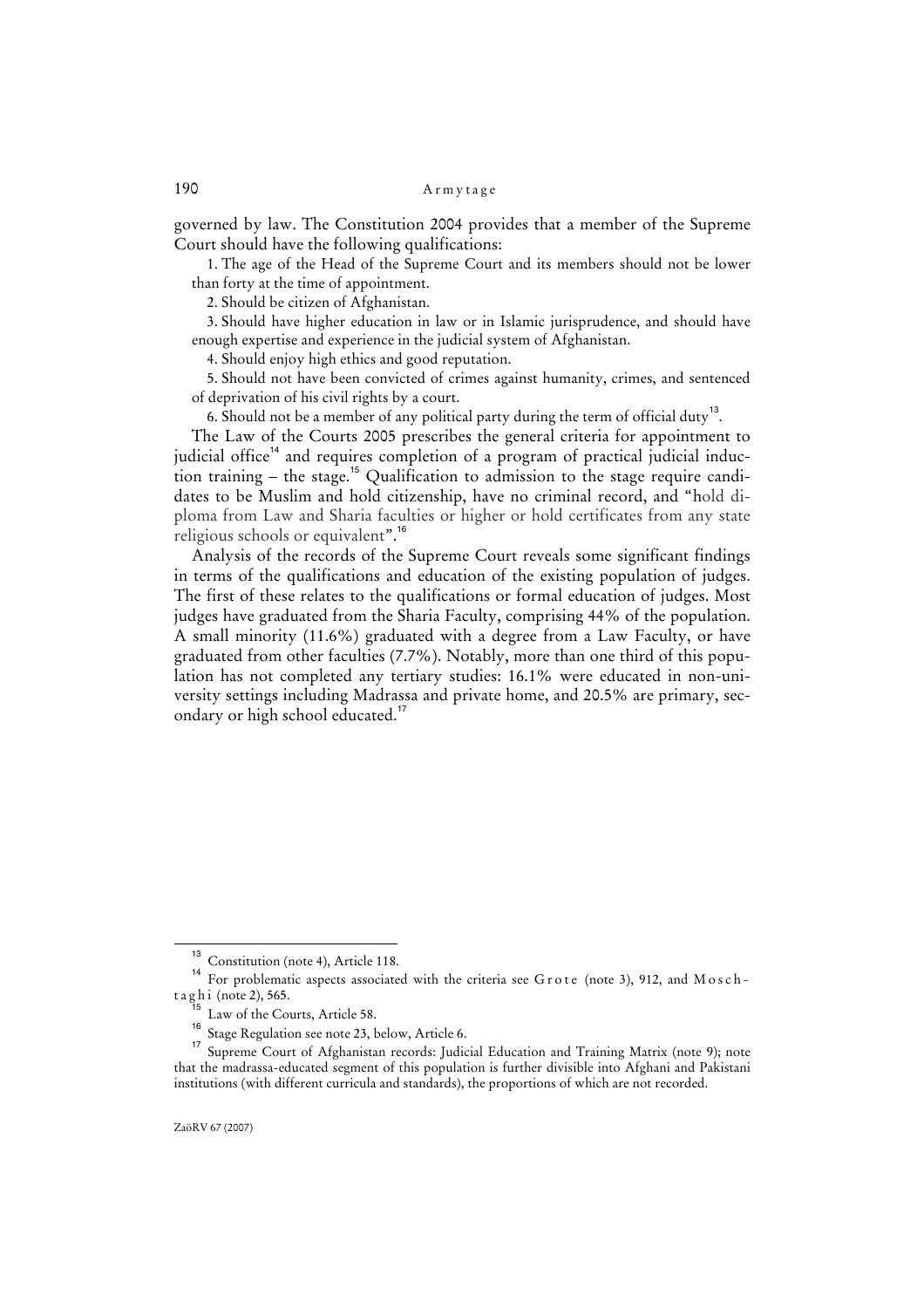governed by law. The Constitution 2004 provides that a member of the Supreme Court should have the following qualifications:

1. The age of the Head of the Supreme Court and its members should not be lower than forty at the time of appointment.
2. Should be citizen of Afghanistan.
3. Should have higher education in law or in Islamic jurisprudence, and should have enough expertise and experience in the judicial system of Afghanistan.
4. Should enjoy high ethics and good reputation.
5. Should not have been convicted of crimes against humanity, crimes, and sentenced of deprivation of his civil rights by a court.
6. Should not be a member of any political party during the term of official duty[13].

The Law of the Courts 2005 prescribes the general criteria for appointment to judicial office[14] and requires completion of a program of practical judicial induction training – the stage.[15] Qualification to admission to the stage require candidates to be Muslim and hold citizenship, have no criminal record, and "hold diploma from Law and Sharia faculties or higher or hold certificates from any state religious schools or equivalent".[16]

Analysis of the records of the Supreme Court reveals some significant findings in terms of the qualifications and education of the existing population of judges. The first of these relates to the qualifications or formal education of judges. Most judges have graduated from the Sharia Faculty, comprising 44% of the population. A small minority (11.6%) graduated with a degree from a Law Faculty, or have graduated from other faculties (7.7%). Notably, more than one third of this population has not completed any tertiary studies: 16.1% were educated in non-university settings including Madrassa and private home, and 20.5% are primary, secondary or high school educated.[17]

---

[13] Constitution (note 4), Article 118.

[14] For problematic aspects associated with the criteria see Grote (note 3), 912, and Moschtaghi (note 2), 565.

[15] Law of the Courts, Article 58.

[16] Stage Regulation see note 23, below, Article 6.

[17] Supreme Court of Afghanistan records: Judicial Education and Training Matrix (note 9); note that the madrassa-educated segment of this population is further divisible into Afghani and Pakistani institutions (with different curricula and standards), the proportions of which are not recorded.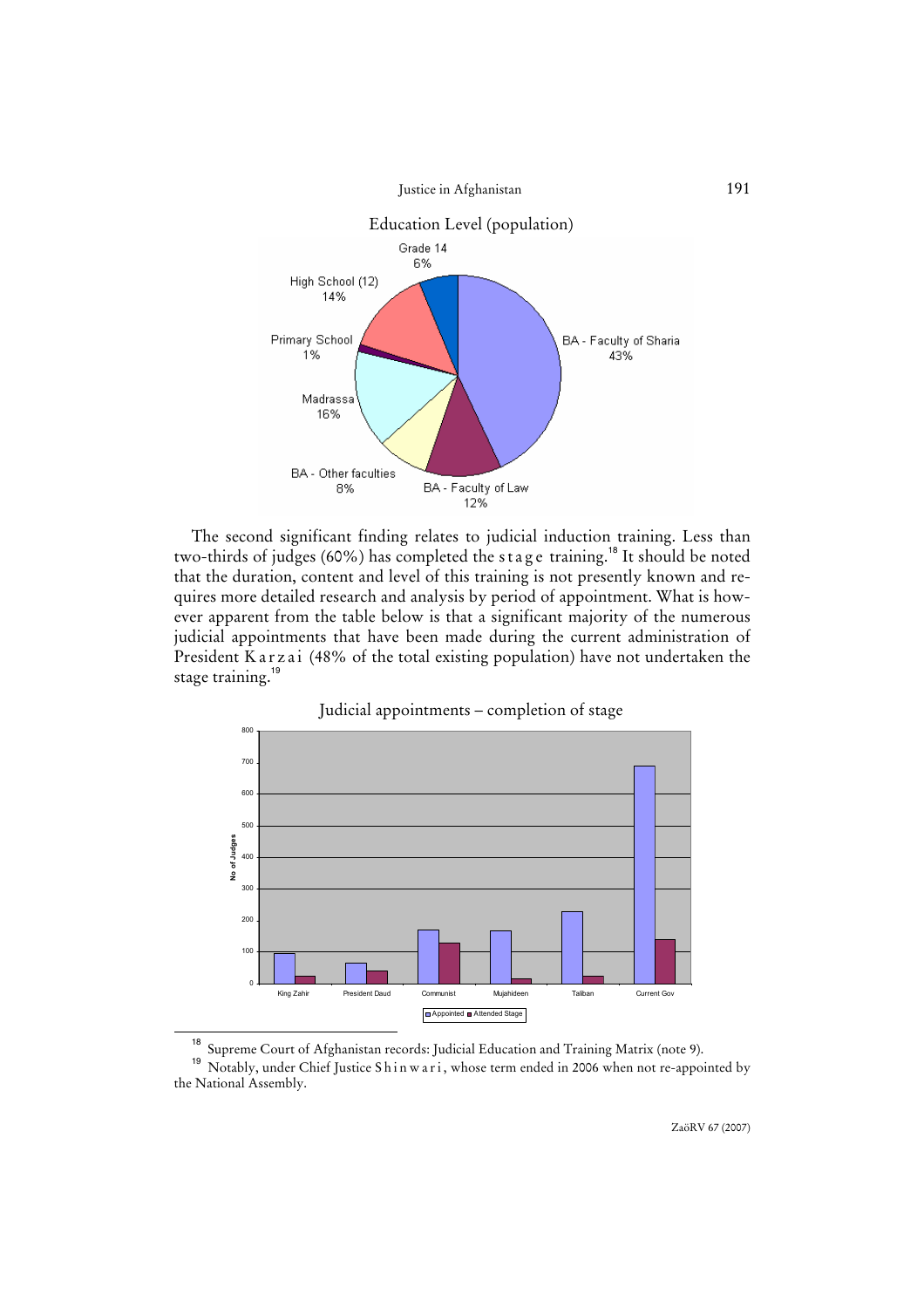Education Level (population)

The second significant finding relates to judicial induction training. Less than two-thirds of judges (60%) has completed the *stage* training.[18] It should be noted that the duration, content and level of this training is not presently known and requires more detailed research and analysis by period of appointment. What is however apparent from the table below is that a significant majority of the numerous judicial appointments that have been made during the current administration of President *Karzai* (48% of the total existing population) have not undertaken the stage training.[19]

Judicial appointments – completion of stage

---

[18] Supreme Court of Afghanistan records: Judicial Education and Training Matrix (note 9).

[19] Notably, under Chief Justice *Shinwari*, whose term ended in 2006 when not re-appointed by the National Assembly.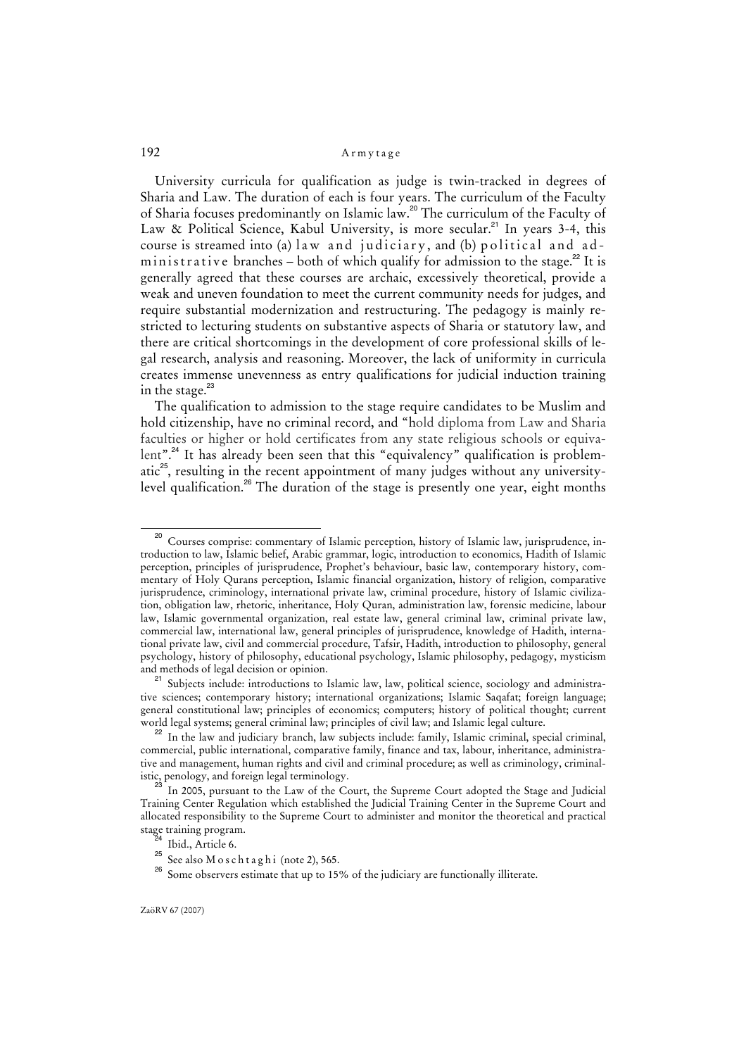University curricula for qualification as judge is twin-tracked in degrees of Sharia and Law. The duration of each is four years. The curriculum of the Faculty of Sharia focuses predominantly on Islamic law.[20] The curriculum of the Faculty of Law & Political Science, Kabul University, is more secular.[21] In years 3-4, this course is streamed into (a) law and judiciary, and (b) political and administrative branches – both of which qualify for admission to the stage.[22] It is generally agreed that these courses are archaic, excessively theoretical, provide a weak and uneven foundation to meet the current community needs for judges, and require substantial modernization and restructuring. The pedagogy is mainly restricted to lecturing students on substantive aspects of Sharia or statutory law, and there are critical shortcomings in the development of core professional skills of legal research, analysis and reasoning. Moreover, the lack of uniformity in curricula creates immense unevenness as entry qualifications for judicial induction training in the stage.[23]

The qualification to admission to the stage require candidates to be Muslim and hold citizenship, have no criminal record, and "hold diploma from Law and Sharia faculties or higher or hold certificates from any state religious schools or equivalent".[24] It has already been seen that this "equivalency" qualification is problematic[25], resulting in the recent appointment of many judges without any university-level qualification.[26] The duration of the stage is presently one year, eight months

---

[20] Courses comprise: commentary of Islamic perception, history of Islamic law, jurisprudence, introduction to law, Islamic belief, Arabic grammar, logic, introduction to economics, Hadith of Islamic perception, principles of jurisprudence, Prophet's behaviour, basic law, contemporary history, commentary of Holy Qurans perception, Islamic financial organization, history of religion, comparative jurisprudence, criminology, international private law, criminal procedure, history of Islamic civilization, obligation law, rhetoric, inheritance, Holy Quran, administration law, forensic medicine, labour law, Islamic governmental organization, real estate law, general criminal law, criminal private law, commercial law, international law, general principles of jurisprudence, knowledge of Hadith, international private law, civil and commercial procedure, Tafsir, Hadith, introduction to philosophy, general psychology, history of philosophy, educational psychology, Islamic philosophy, pedagogy, mysticism and methods of legal decision or opinion.

[21] Subjects include: introductions to Islamic law, law, political science, sociology and administrative sciences; contemporary history; international organizations; Islamic Saqafat; foreign language; general constitutional law; principles of economics; computers; history of political thought; current world legal systems; general criminal law; principles of civil law; and Islamic legal culture.

[22] In the law and judiciary branch, law subjects include: family, Islamic criminal, special criminal, commercial, public international, comparative family, finance and tax, labour, inheritance, administrative and management, human rights and civil and criminal procedure; as well as criminology, criminalistic, penology, and foreign legal terminology.

[23] In 2005, pursuant to the Law of the Court, the Supreme Court adopted the Stage and Judicial Training Center Regulation which established the Judicial Training Center in the Supreme Court and allocated responsibility to the Supreme Court to administer and monitor the theoretical and practical stage training program.

[24] Ibid., Article 6.

[25] See also Moschtaghi (note 2), 565.

[26] Some observers estimate that up to 15% of the judiciary are functionally illiterate.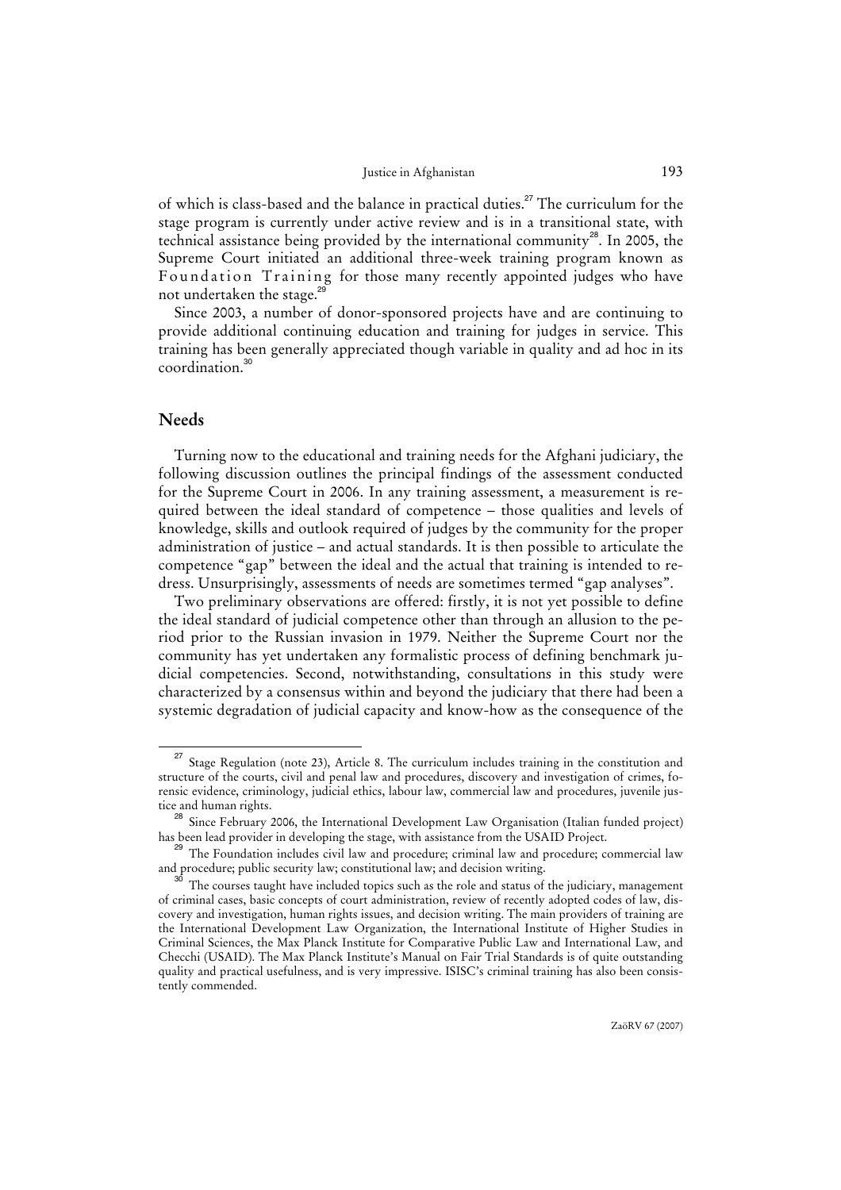of which is class-based and the balance in practical duties.[27] The curriculum for the stage program is currently under active review and is in a transitional state, with technical assistance being provided by the international community[28]. In 2005, the Supreme Court initiated an additional three-week training program known as Foundation Training for those many recently appointed judges who have not undertaken the stage.[29]

Since 2003, a number of donor-sponsored projects have and are continuing to provide additional continuing education and training for judges in service. This training has been generally appreciated though variable in quality and ad hoc in its coordination.[30]

## Needs

Turning now to the educational and training needs for the Afghani judiciary, the following discussion outlines the principal findings of the assessment conducted for the Supreme Court in 2006. In any training assessment, a measurement is required between the ideal standard of competence – those qualities and levels of knowledge, skills and outlook required of judges by the community for the proper administration of justice – and actual standards. It is then possible to articulate the competence "gap" between the ideal and the actual that training is intended to redress. Unsurprisingly, assessments of needs are sometimes termed "gap analyses".

Two preliminary observations are offered: firstly, it is not yet possible to define the ideal standard of judicial competence other than through an allusion to the period prior to the Russian invasion in 1979. Neither the Supreme Court nor the community has yet undertaken any formalistic process of defining benchmark judicial competencies. Second, notwithstanding, consultations in this study were characterized by a consensus within and beyond the judiciary that there had been a systemic degradation of judicial capacity and know-how as the consequence of the

---

[27] Stage Regulation (note 23), Article 8. The curriculum includes training in the constitution and structure of the courts, civil and penal law and procedures, discovery and investigation of crimes, forensic evidence, criminology, judicial ethics, labour law, commercial law and procedures, juvenile justice and human rights.

[28] Since February 2006, the International Development Law Organisation (Italian funded project) has been lead provider in developing the stage, with assistance from the USAID Project.

[29] The Foundation includes civil law and procedure; criminal law and procedure; commercial law and procedure; public security law; constitutional law; and decision writing.

[30] The courses taught have included topics such as the role and status of the judiciary, management of criminal cases, basic concepts of court administration, review of recently adopted codes of law, discovery and investigation, human rights issues, and decision writing. The main providers of training are the International Development Law Organization, the International Institute of Higher Studies in Criminal Sciences, the Max Planck Institute for Comparative Public Law and International Law, and Checchi (USAID). The Max Planck Institute's Manual on Fair Trial Standards is of quite outstanding quality and practical usefulness, and is very impressive. ISISC's criminal training has also been consistently commended.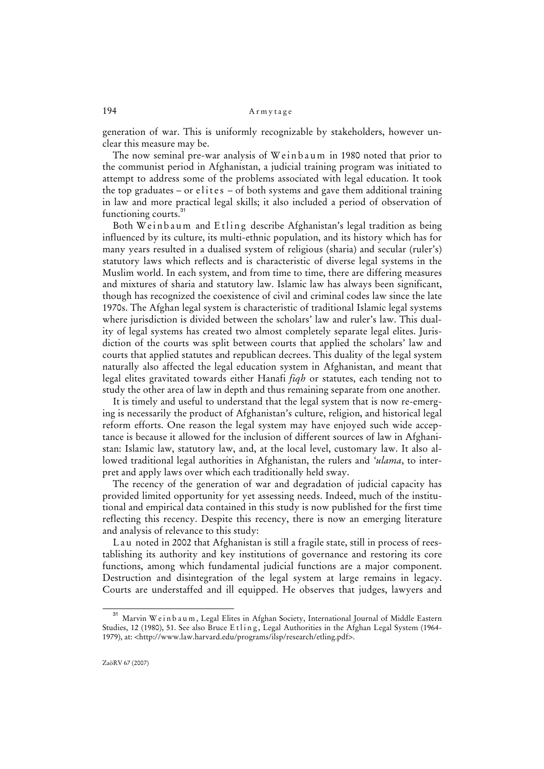generation of war. This is uniformly recognizable by stakeholders, however unclear this measure may be.

The now seminal pre-war analysis of Weinbaum in 1980 noted that prior to the communist period in Afghanistan, a judicial training program was initiated to attempt to address some of the problems associated with legal education. It took the top graduates – or elites – of both systems and gave them additional training in law and more practical legal skills; it also included a period of observation of functioning courts.[31]

Both Weinbaum and Etling describe Afghanistan's legal tradition as being influenced by its culture, its multi-ethnic population, and its history which has for many years resulted in a dualised system of religious (sharia) and secular (ruler's) statutory laws which reflects and is characteristic of diverse legal systems in the Muslim world. In each system, and from time to time, there are differing measures and mixtures of sharia and statutory law. Islamic law has always been significant, though has recognized the coexistence of civil and criminal codes law since the late 1970s. The Afghan legal system is characteristic of traditional Islamic legal systems where jurisdiction is divided between the scholars' law and ruler's law. This duality of legal systems has created two almost completely separate legal elites. Jurisdiction of the courts was split between courts that applied the scholars' law and courts that applied statutes and republican decrees. This duality of the legal system naturally also affected the legal education system in Afghanistan, and meant that legal elites gravitated towards either Hanafi *fiqh* or statutes, each tending not to study the other area of law in depth and thus remaining separate from one another.

It is timely and useful to understand that the legal system that is now re-emerging is necessarily the product of Afghanistan's culture, religion, and historical legal reform efforts. One reason the legal system may have enjoyed such wide acceptance is because it allowed for the inclusion of different sources of law in Afghanistan: Islamic law, statutory law, and, at the local level, customary law. It also allowed traditional legal authorities in Afghanistan, the rulers and *'ulama*, to interpret and apply laws over which each traditionally held sway.

The recency of the generation of war and degradation of judicial capacity has provided limited opportunity for yet assessing needs. Indeed, much of the institutional and empirical data contained in this study is now published for the first time reflecting this recency. Despite this recency, there is now an emerging literature and analysis of relevance to this study:

Lau noted in 2002 that Afghanistan is still a fragile state, still in process of reestablishing its authority and key institutions of governance and restoring its core functions, among which fundamental judicial functions are a major component. Destruction and disintegration of the legal system at large remains in legacy. Courts are understaffed and ill equipped. He observes that judges, lawyers and

---

[31] Marvin Weinbaum, Legal Elites in Afghan Society, International Journal of Middle Eastern Studies, 12 (1980), 51. See also Bruce Etling, Legal Authorities in the Afghan Legal System (1964-1979), at: <http://www.law.harvard.edu/programs/ilsp/research/etling.pdf>.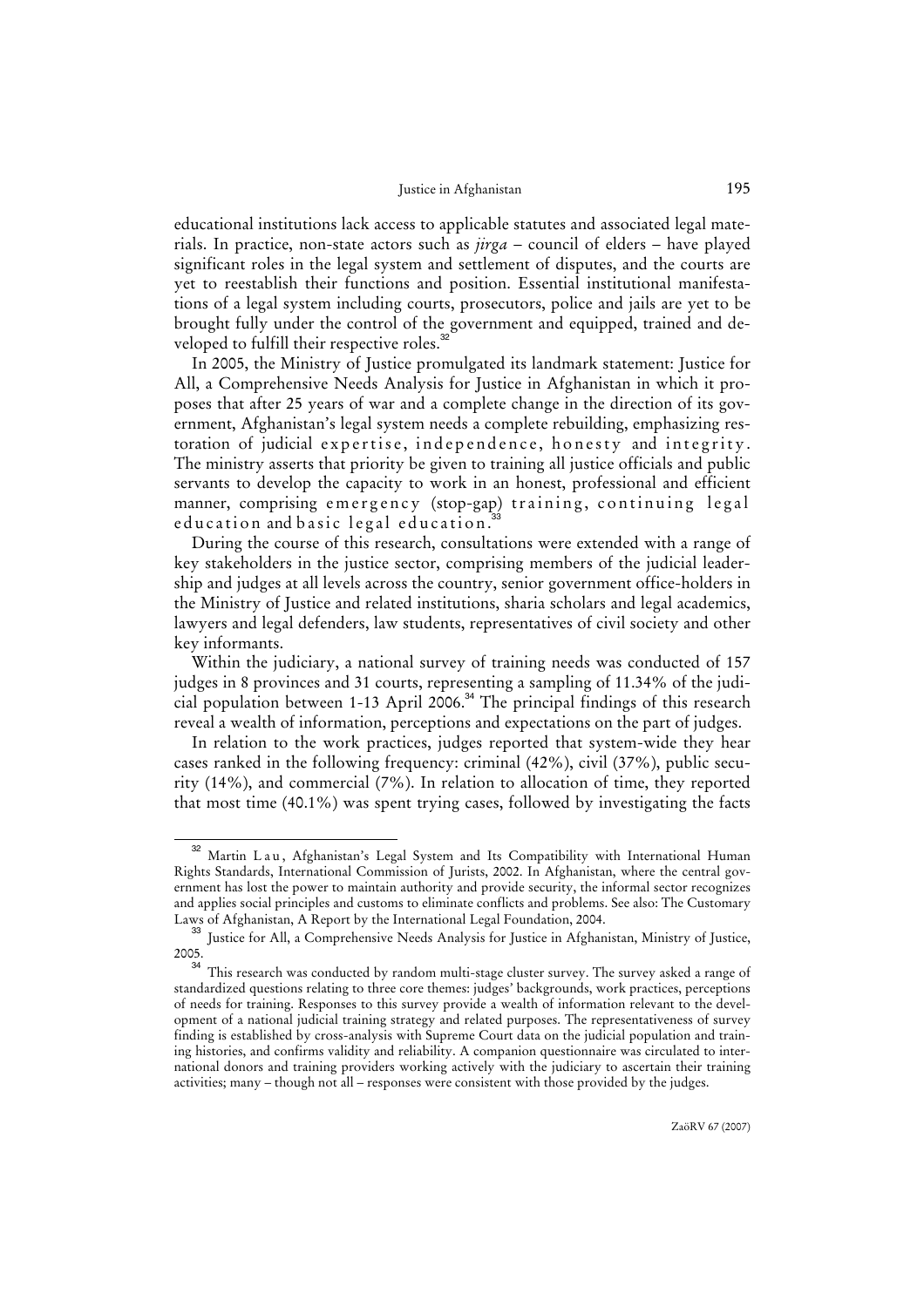educational institutions lack access to applicable statutes and associated legal materials. In practice, non-state actors such as *jirga* – council of elders – have played significant roles in the legal system and settlement of disputes, and the courts are yet to reestablish their functions and position. Essential institutional manifestations of a legal system including courts, prosecutors, police and jails are yet to be brought fully under the control of the government and equipped, trained and developed to fulfill their respective roles.[32]

In 2005, the Ministry of Justice promulgated its landmark statement: Justice for All, a Comprehensive Needs Analysis for Justice in Afghanistan in which it proposes that after 25 years of war and a complete change in the direction of its government, Afghanistan's legal system needs a complete rebuilding, emphasizing restoration of judicial expertise, independence, honesty and integrity. The ministry asserts that priority be given to training all justice officials and public servants to develop the capacity to work in an honest, professional and efficient manner, comprising emergency (stop-gap) training, continuing legal education and basic legal education.[33]

During the course of this research, consultations were extended with a range of key stakeholders in the justice sector, comprising members of the judicial leadership and judges at all levels across the country, senior government office-holders in the Ministry of Justice and related institutions, sharia scholars and legal academics, lawyers and legal defenders, law students, representatives of civil society and other key informants.

Within the judiciary, a national survey of training needs was conducted of 157 judges in 8 provinces and 31 courts, representing a sampling of 11.34% of the judicial population between 1-13 April 2006.[34] The principal findings of this research reveal a wealth of information, perceptions and expectations on the part of judges.

In relation to the work practices, judges reported that system-wide they hear cases ranked in the following frequency: criminal (42%), civil (37%), public security (14%), and commercial (7%). In relation to allocation of time, they reported that most time (40.1%) was spent trying cases, followed by investigating the facts

---

[32] Martin Lau, Afghanistan's Legal System and Its Compatibility with International Human Rights Standards, International Commission of Jurists, 2002. In Afghanistan, where the central government has lost the power to maintain authority and provide security, the informal sector recognizes and applies social principles and customs to eliminate conflicts and problems. See also: The Customary Laws of Afghanistan, A Report by the International Legal Foundation, 2004.

[33] Justice for All, a Comprehensive Needs Analysis for Justice in Afghanistan, Ministry of Justice, 2005.

[34] This research was conducted by random multi-stage cluster survey. The survey asked a range of standardized questions relating to three core themes: judges' backgrounds, work practices, perceptions of needs for training. Responses to this survey provide a wealth of information relevant to the development of a national judicial training strategy and related purposes. The representativeness of survey finding is established by cross-analysis with Supreme Court data on the judicial population and training histories, and confirms validity and reliability. A companion questionnaire was circulated to international donors and training providers working actively with the judiciary to ascertain their training activities; many – though not all – responses were consistent with those provided by the judges.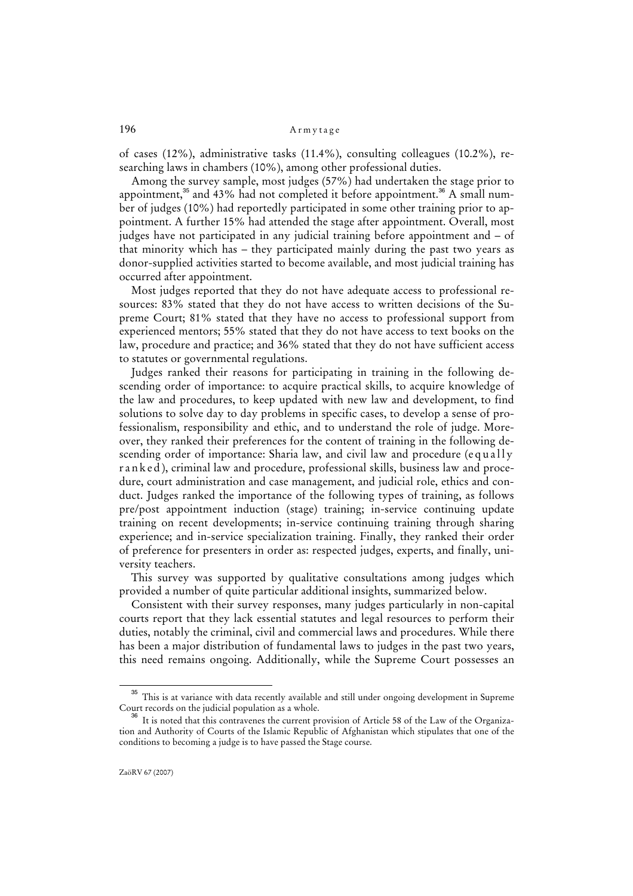of cases (12%), administrative tasks (11.4%), consulting colleagues (10.2%), researching laws in chambers (10%), among other professional duties.

Among the survey sample, most judges (57%) had undertaken the stage prior to appointment,[35] and 43% had not completed it before appointment.[36] A small number of judges (10%) had reportedly participated in some other training prior to appointment. A further 15% had attended the stage after appointment. Overall, most judges have not participated in any judicial training before appointment and – of that minority which has – they participated mainly during the past two years as donor-supplied activities started to become available, and most judicial training has occurred after appointment.

Most judges reported that they do not have adequate access to professional resources: 83% stated that they do not have access to written decisions of the Supreme Court; 81% stated that they have no access to professional support from experienced mentors; 55% stated that they do not have access to text books on the law, procedure and practice; and 36% stated that they do not have sufficient access to statutes or governmental regulations.

Judges ranked their reasons for participating in training in the following descending order of importance: to acquire practical skills, to acquire knowledge of the law and procedures, to keep updated with new law and development, to find solutions to solve day to day problems in specific cases, to develop a sense of professionalism, responsibility and ethic, and to understand the role of judge. Moreover, they ranked their preferences for the content of training in the following descending order of importance: Sharia law, and civil law and procedure (equally ranked), criminal law and procedure, professional skills, business law and procedure, court administration and case management, and judicial role, ethics and conduct. Judges ranked the importance of the following types of training, as follows pre/post appointment induction (stage) training; in-service continuing update training on recent developments; in-service continuing training through sharing experience; and in-service specialization training. Finally, they ranked their order of preference for presenters in order as: respected judges, experts, and finally, university teachers.

This survey was supported by qualitative consultations among judges which provided a number of quite particular additional insights, summarized below.

Consistent with their survey responses, many judges particularly in non-capital courts report that they lack essential statutes and legal resources to perform their duties, notably the criminal, civil and commercial laws and procedures. While there has been a major distribution of fundamental laws to judges in the past two years, this need remains ongoing. Additionally, while the Supreme Court possesses an

---

[35] This is at variance with data recently available and still under ongoing development in Supreme Court records on the judicial population as a whole.

[36] It is noted that this contravenes the current provision of Article 58 of the Law of the Organization and Authority of Courts of the Islamic Republic of Afghanistan which stipulates that one of the conditions to becoming a judge is to have passed the Stage course.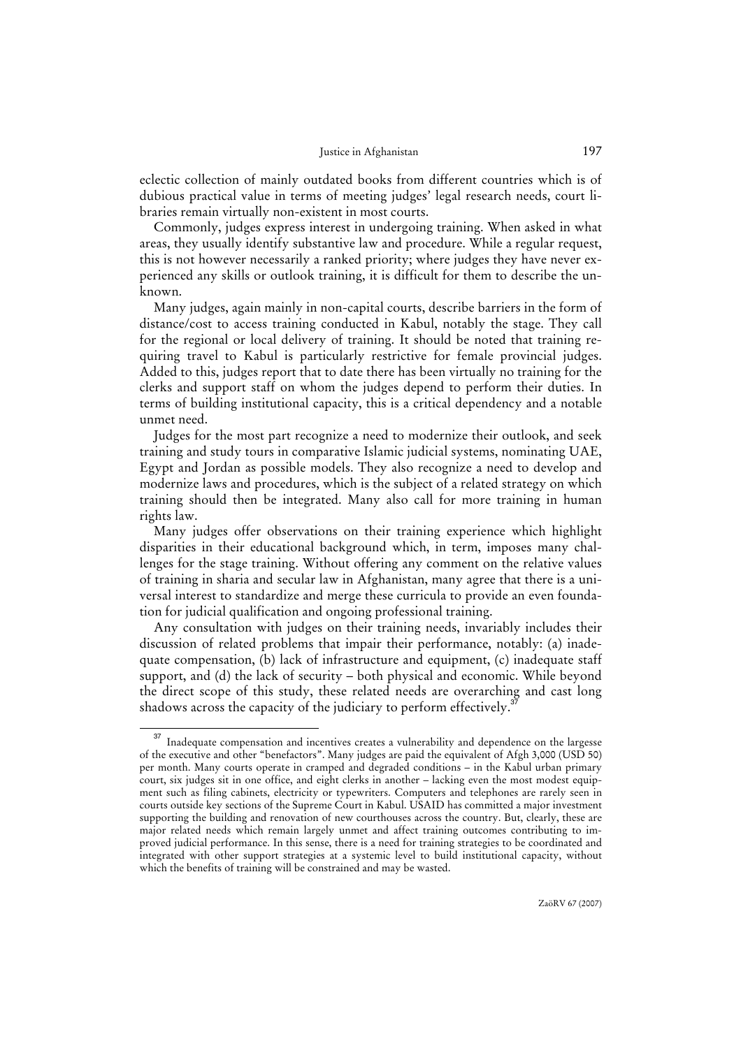eclectic collection of mainly outdated books from different countries which is of dubious practical value in terms of meeting judges' legal research needs, court libraries remain virtually non-existent in most courts.

Commonly, judges express interest in undergoing training. When asked in what areas, they usually identify substantive law and procedure. While a regular request, this is not however necessarily a ranked priority; where judges they have never experienced any skills or outlook training, it is difficult for them to describe the unknown.

Many judges, again mainly in non-capital courts, describe barriers in the form of distance/cost to access training conducted in Kabul, notably the stage. They call for the regional or local delivery of training. It should be noted that training requiring travel to Kabul is particularly restrictive for female provincial judges. Added to this, judges report that to date there has been virtually no training for the clerks and support staff on whom the judges depend to perform their duties. In terms of building institutional capacity, this is a critical dependency and a notable unmet need.

Judges for the most part recognize a need to modernize their outlook, and seek training and study tours in comparative Islamic judicial systems, nominating UAE, Egypt and Jordan as possible models. They also recognize a need to develop and modernize laws and procedures, which is the subject of a related strategy on which training should then be integrated. Many also call for more training in human rights law.

Many judges offer observations on their training experience which highlight disparities in their educational background which, in term, imposes many challenges for the stage training. Without offering any comment on the relative values of training in sharia and secular law in Afghanistan, many agree that there is a universal interest to standardize and merge these curricula to provide an even foundation for judicial qualification and ongoing professional training.

Any consultation with judges on their training needs, invariably includes their discussion of related problems that impair their performance, notably: (a) inadequate compensation, (b) lack of infrastructure and equipment, (c) inadequate staff support, and (d) the lack of security – both physical and economic. While beyond the direct scope of this study, these related needs are overarching and cast long shadows across the capacity of the judiciary to perform effectively.[37]

---

[37] Inadequate compensation and incentives creates a vulnerability and dependence on the largesse of the executive and other "benefactors". Many judges are paid the equivalent of Afgh 3,000 (USD 50) per month. Many courts operate in cramped and degraded conditions – in the Kabul urban primary court, six judges sit in one office, and eight clerks in another – lacking even the most modest equipment such as filing cabinets, electricity or typewriters. Computers and telephones are rarely seen in courts outside key sections of the Supreme Court in Kabul. USAID has committed a major investment supporting the building and renovation of new courthouses across the country. But, clearly, these are major related needs which remain largely unmet and affect training outcomes contributing to improved judicial performance. In this sense, there is a need for training strategies to be coordinated and integrated with other support strategies at a systemic level to build institutional capacity, without which the benefits of training will be constrained and may be wasted.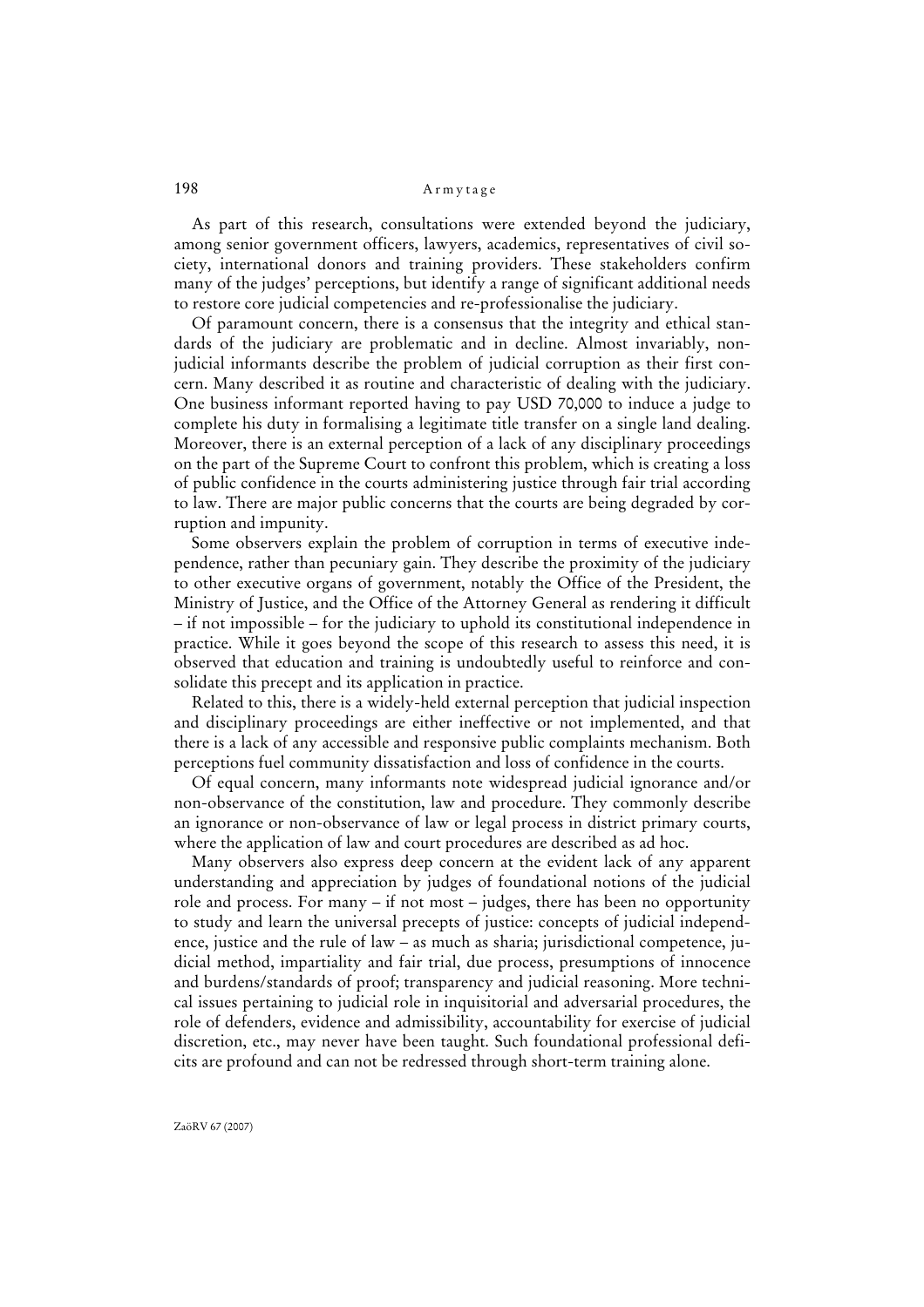As part of this research, consultations were extended beyond the judiciary, among senior government officers, lawyers, academics, representatives of civil society, international donors and training providers. These stakeholders confirm many of the judges' perceptions, but identify a range of significant additional needs to restore core judicial competencies and re-professionalise the judiciary.

Of paramount concern, there is a consensus that the integrity and ethical standards of the judiciary are problematic and in decline. Almost invariably, non-judicial informants describe the problem of judicial corruption as their first concern. Many described it as routine and characteristic of dealing with the judiciary. One business informant reported having to pay USD 70,000 to induce a judge to complete his duty in formalising a legitimate title transfer on a single land dealing. Moreover, there is an external perception of a lack of any disciplinary proceedings on the part of the Supreme Court to confront this problem, which is creating a loss of public confidence in the courts administering justice through fair trial according to law. There are major public concerns that the courts are being degraded by corruption and impunity.

Some observers explain the problem of corruption in terms of executive independence, rather than pecuniary gain. They describe the proximity of the judiciary to other executive organs of government, notably the Office of the President, the Ministry of Justice, and the Office of the Attorney General as rendering it difficult – if not impossible – for the judiciary to uphold its constitutional independence in practice. While it goes beyond the scope of this research to assess this need, it is observed that education and training is undoubtedly useful to reinforce and consolidate this precept and its application in practice.

Related to this, there is a widely-held external perception that judicial inspection and disciplinary proceedings are either ineffective or not implemented, and that there is a lack of any accessible and responsive public complaints mechanism. Both perceptions fuel community dissatisfaction and loss of confidence in the courts.

Of equal concern, many informants note widespread judicial ignorance and/or non-observance of the constitution, law and procedure. They commonly describe an ignorance or non-observance of law or legal process in district primary courts, where the application of law and court procedures are described as ad hoc.

Many observers also express deep concern at the evident lack of any apparent understanding and appreciation by judges of foundational notions of the judicial role and process. For many – if not most – judges, there has been no opportunity to study and learn the universal precepts of justice: concepts of judicial independence, justice and the rule of law – as much as sharia; jurisdictional competence, judicial method, impartiality and fair trial, due process, presumptions of innocence and burdens/standards of proof; transparency and judicial reasoning. More technical issues pertaining to judicial role in inquisitorial and adversarial procedures, the role of defenders, evidence and admissibility, accountability for exercise of judicial discretion, etc., may never have been taught. Such foundational professional deficits are profound and can not be redressed through short-term training alone.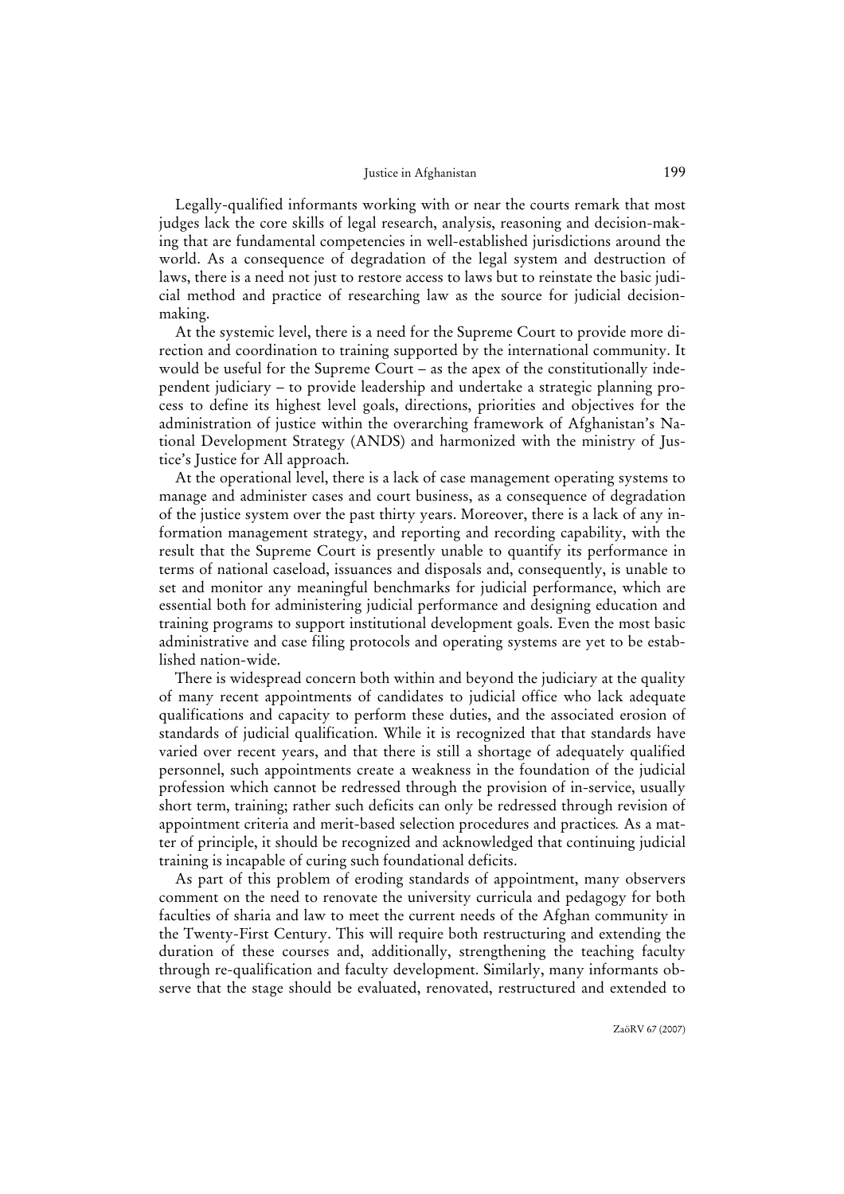Legally-qualified informants working with or near the courts remark that most judges lack the core skills of legal research, analysis, reasoning and decision-making that are fundamental competencies in well-established jurisdictions around the world. As a consequence of degradation of the legal system and destruction of laws, there is a need not just to restore access to laws but to reinstate the basic judicial method and practice of researching law as the source for judicial decision-making.

At the systemic level, there is a need for the Supreme Court to provide more direction and coordination to training supported by the international community. It would be useful for the Supreme Court – as the apex of the constitutionally independent judiciary – to provide leadership and undertake a strategic planning process to define its highest level goals, directions, priorities and objectives for the administration of justice within the overarching framework of Afghanistan's National Development Strategy (ANDS) and harmonized with the ministry of Justice's Justice for All approach.

At the operational level, there is a lack of case management operating systems to manage and administer cases and court business, as a consequence of degradation of the justice system over the past thirty years. Moreover, there is a lack of any information management strategy, and reporting and recording capability, with the result that the Supreme Court is presently unable to quantify its performance in terms of national caseload, issuances and disposals and, consequently, is unable to set and monitor any meaningful benchmarks for judicial performance, which are essential both for administering judicial performance and designing education and training programs to support institutional development goals. Even the most basic administrative and case filing protocols and operating systems are yet to be established nation-wide.

There is widespread concern both within and beyond the judiciary at the quality of many recent appointments of candidates to judicial office who lack adequate qualifications and capacity to perform these duties, and the associated erosion of standards of judicial qualification. While it is recognized that that standards have varied over recent years, and that there is still a shortage of adequately qualified personnel, such appointments create a weakness in the foundation of the judicial profession which cannot be redressed through the provision of in-service, usually short term, training; rather such deficits can only be redressed through revision of appointment criteria and merit-based selection procedures and practices*.* As a matter of principle, it should be recognized and acknowledged that continuing judicial training is incapable of curing such foundational deficits.

As part of this problem of eroding standards of appointment, many observers comment on the need to renovate the university curricula and pedagogy for both faculties of sharia and law to meet the current needs of the Afghan community in the Twenty-First Century. This will require both restructuring and extending the duration of these courses and, additionally, strengthening the teaching faculty through re-qualification and faculty development. Similarly, many informants observe that the stage should be evaluated, renovated, restructured and extended to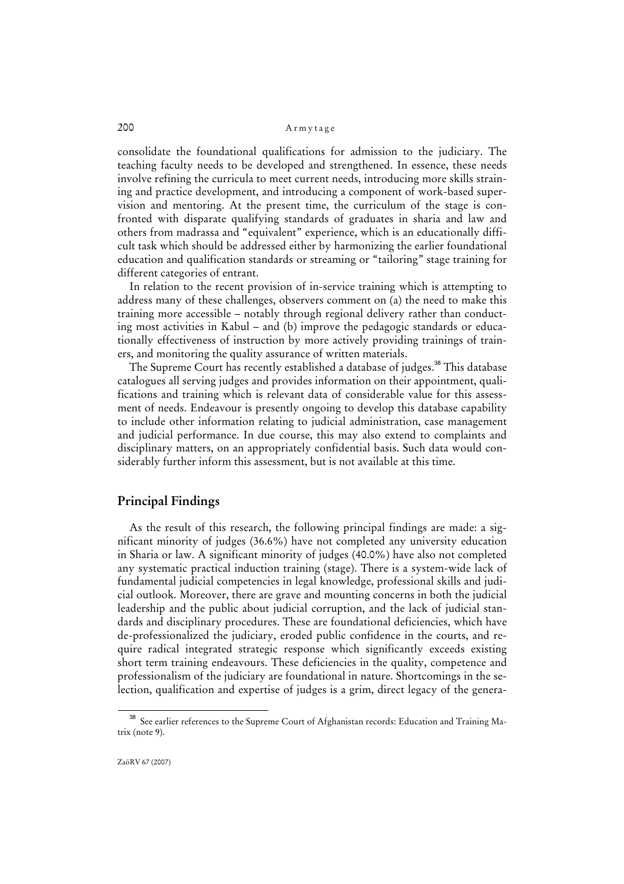consolidate the foundational qualifications for admission to the judiciary. The teaching faculty needs to be developed and strengthened. In essence, these needs involve refining the curricula to meet current needs, introducing more skills straining and practice development, and introducing a component of work-based supervision and mentoring. At the present time, the curriculum of the stage is confronted with disparate qualifying standards of graduates in sharia and law and others from madrassa and "equivalent" experience, which is an educationally difficult task which should be addressed either by harmonizing the earlier foundational education and qualification standards or streaming or "tailoring" stage training for different categories of entrant.

In relation to the recent provision of in-service training which is attempting to address many of these challenges, observers comment on (a) the need to make this training more accessible – notably through regional delivery rather than conducting most activities in Kabul – and (b) improve the pedagogic standards or educationally effectiveness of instruction by more actively providing trainings of trainers, and monitoring the quality assurance of written materials.

The Supreme Court has recently established a database of judges.[38] This database catalogues all serving judges and provides information on their appointment, qualifications and training which is relevant data of considerable value for this assessment of needs. Endeavour is presently ongoing to develop this database capability to include other information relating to judicial administration, case management and judicial performance. In due course, this may also extend to complaints and disciplinary matters, on an appropriately confidential basis. Such data would considerably further inform this assessment, but is not available at this time.

## Principal Findings

As the result of this research, the following principal findings are made: a significant minority of judges (36.6%) have not completed any university education in Sharia or law. A significant minority of judges (40.0%) have also not completed any systematic practical induction training (stage). There is a system-wide lack of fundamental judicial competencies in legal knowledge, professional skills and judicial outlook. Moreover, there are grave and mounting concerns in both the judicial leadership and the public about judicial corruption, and the lack of judicial standards and disciplinary procedures. These are foundational deficiencies, which have de-professionalized the judiciary, eroded public confidence in the courts, and require radical integrated strategic response which significantly exceeds existing short term training endeavours. These deficiencies in the quality, competence and professionalism of the judiciary are foundational in nature. Shortcomings in the selection, qualification and expertise of judges is a grim, direct legacy of the genera-

---

[38] See earlier references to the Supreme Court of Afghanistan records: Education and Training Matrix (note 9).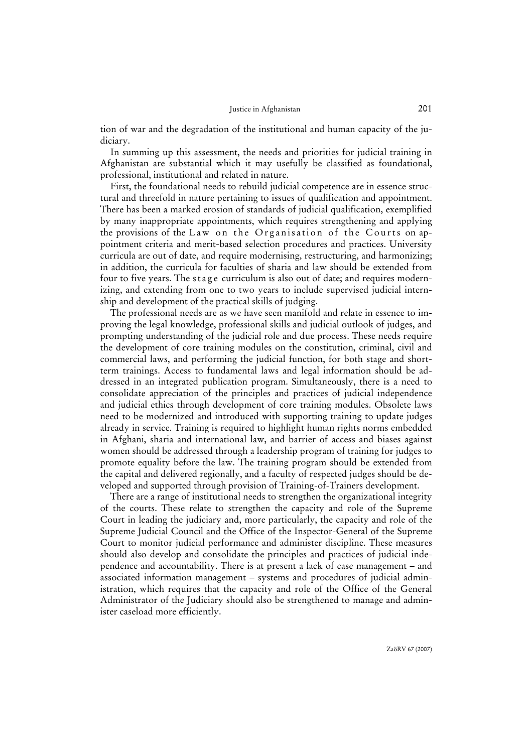tion of war and the degradation of the institutional and human capacity of the judiciary.

In summing up this assessment, the needs and priorities for judicial training in Afghanistan are substantial which it may usefully be classified as foundational, professional, institutional and related in nature.

First, the foundational needs to rebuild judicial competence are in essence structural and threefold in nature pertaining to issues of qualification and appointment. There has been a marked erosion of standards of judicial qualification, exemplified by many inappropriate appointments, which requires strengthening and applying the provisions of the Law on the Organisation of the Courts on appointment criteria and merit-based selection procedures and practices. University curricula are out of date, and require modernising, restructuring, and harmonizing; in addition, the curricula for faculties of sharia and law should be extended from four to five years. The stage curriculum is also out of date; and requires modernizing, and extending from one to two years to include supervised judicial internship and development of the practical skills of judging.

The professional needs are as we have seen manifold and relate in essence to improving the legal knowledge, professional skills and judicial outlook of judges, and prompting understanding of the judicial role and due process. These needs require the development of core training modules on the constitution, criminal, civil and commercial laws, and performing the judicial function, for both stage and short-term trainings. Access to fundamental laws and legal information should be addressed in an integrated publication program. Simultaneously, there is a need to consolidate appreciation of the principles and practices of judicial independence and judicial ethics through development of core training modules. Obsolete laws need to be modernized and introduced with supporting training to update judges already in service. Training is required to highlight human rights norms embedded in Afghani, sharia and international law, and barrier of access and biases against women should be addressed through a leadership program of training for judges to promote equality before the law. The training program should be extended from the capital and delivered regionally, and a faculty of respected judges should be developed and supported through provision of Training-of-Trainers development.

There are a range of institutional needs to strengthen the organizational integrity of the courts. These relate to strengthen the capacity and role of the Supreme Court in leading the judiciary and, more particularly, the capacity and role of the Supreme Judicial Council and the Office of the Inspector-General of the Supreme Court to monitor judicial performance and administer discipline. These measures should also develop and consolidate the principles and practices of judicial independence and accountability. There is at present a lack of case management – and associated information management – systems and procedures of judicial administration, which requires that the capacity and role of the Office of the General Administrator of the Judiciary should also be strengthened to manage and administer caseload more efficiently.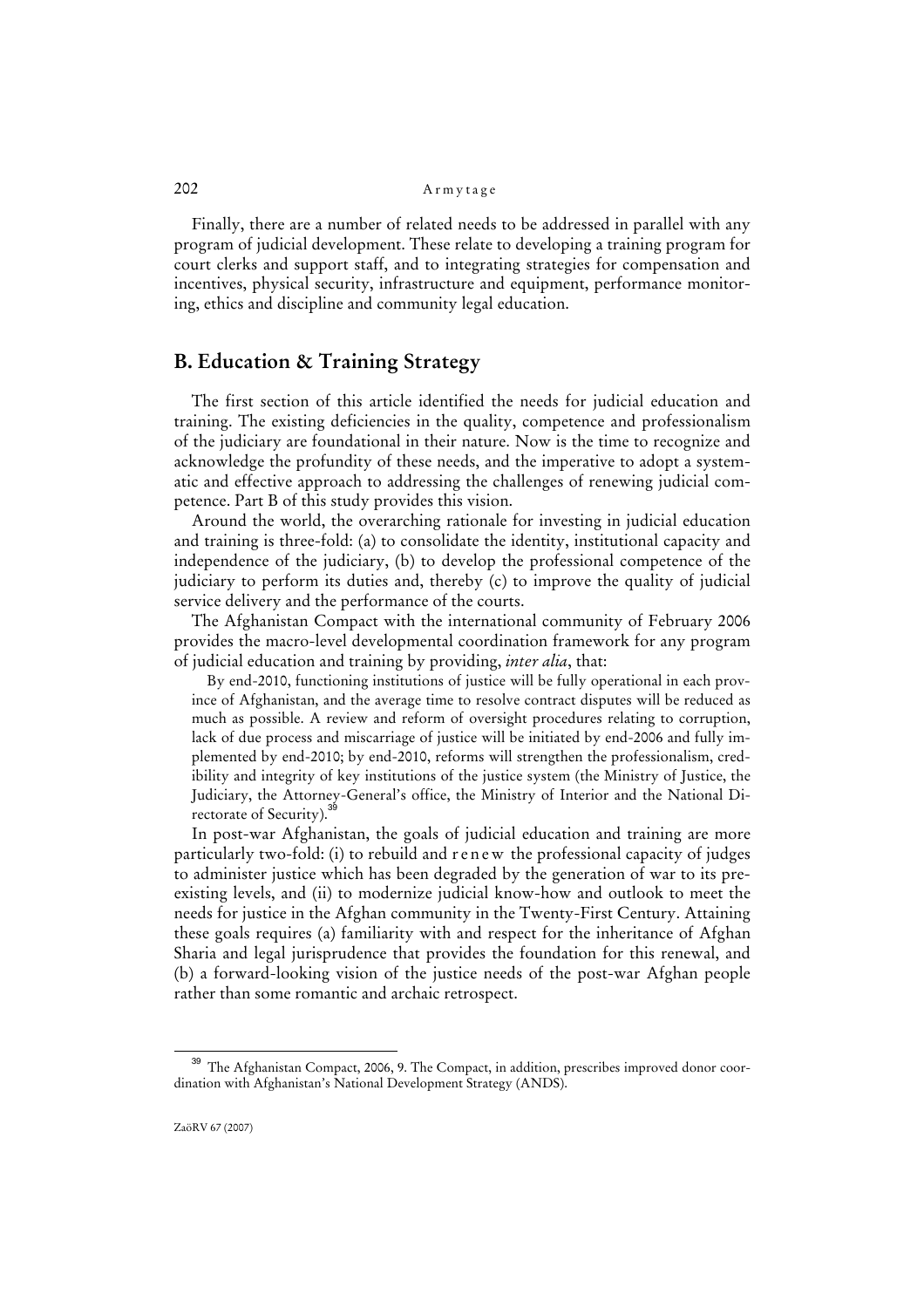Finally, there are a number of related needs to be addressed in parallel with any program of judicial development. These relate to developing a training program for court clerks and support staff, and to integrating strategies for compensation and incentives, physical security, infrastructure and equipment, performance monitoring, ethics and discipline and community legal education.

## B. Education & Training Strategy

The first section of this article identified the needs for judicial education and training. The existing deficiencies in the quality, competence and professionalism of the judiciary are foundational in their nature. Now is the time to recognize and acknowledge the profundity of these needs, and the imperative to adopt a systematic and effective approach to addressing the challenges of renewing judicial competence. Part B of this study provides this vision.

Around the world, the overarching rationale for investing in judicial education and training is three-fold: (a) to consolidate the identity, institutional capacity and independence of the judiciary, (b) to develop the professional competence of the judiciary to perform its duties and, thereby (c) to improve the quality of judicial service delivery and the performance of the courts.

The Afghanistan Compact with the international community of February 2006 provides the macro-level developmental coordination framework for any program of judicial education and training by providing, *inter alia*, that:

> By end-2010, functioning institutions of justice will be fully operational in each province of Afghanistan, and the average time to resolve contract disputes will be reduced as much as possible. A review and reform of oversight procedures relating to corruption, lack of due process and miscarriage of justice will be initiated by end-2006 and fully implemented by end-2010; by end-2010, reforms will strengthen the professionalism, credibility and integrity of key institutions of the justice system (the Ministry of Justice, the Judiciary, the Attorney-General's office, the Ministry of Interior and the National Directorate of Security).[39]

In post-war Afghanistan, the goals of judicial education and training are more particularly two-fold: (i) to rebuild and *renew* the professional capacity of judges to administer justice which has been degraded by the generation of war to its pre-existing levels, and (ii) to modernize judicial know-how and outlook to meet the needs for justice in the Afghan community in the Twenty-First Century. Attaining these goals requires (a) familiarity with and respect for the inheritance of Afghan Sharia and legal jurisprudence that provides the foundation for this renewal, and (b) a forward-looking vision of the justice needs of the post-war Afghan people rather than some romantic and archaic retrospect.

---

[39] The Afghanistan Compact, 2006, 9. The Compact, in addition, prescribes improved donor coordination with Afghanistan's National Development Strategy (ANDS).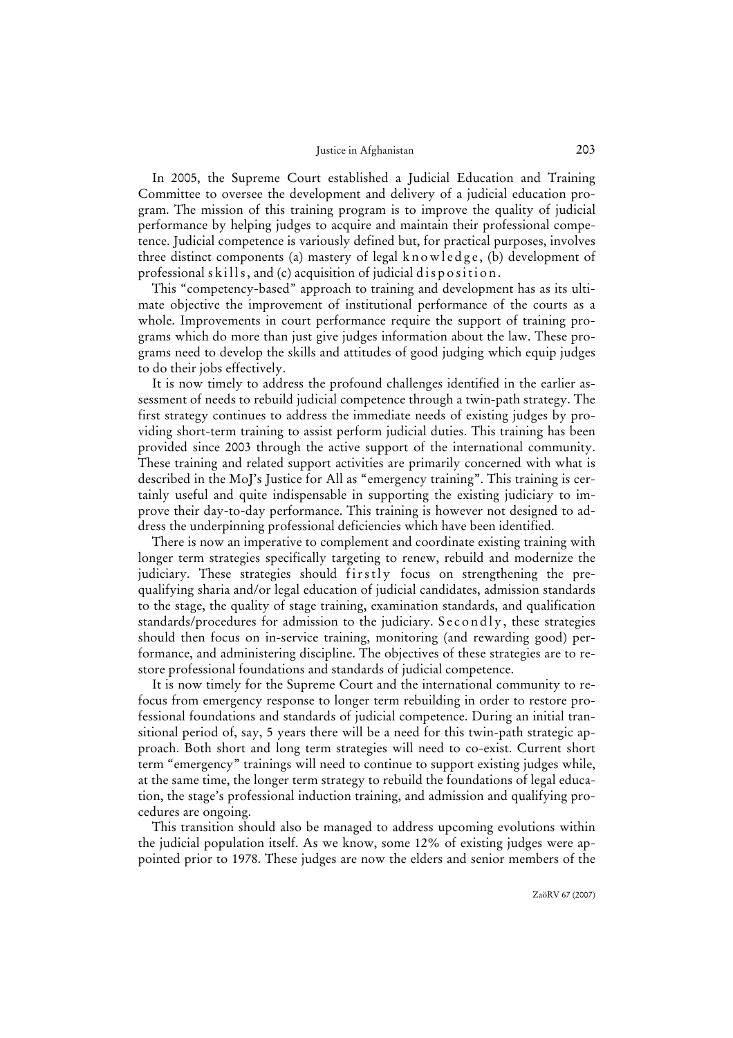In 2005, the Supreme Court established a Judicial Education and Training Committee to oversee the development and delivery of a judicial education program. The mission of this training program is to improve the quality of judicial performance by helping judges to acquire and maintain their professional competence. Judicial competence is variously defined but, for practical purposes, involves three distinct components (a) mastery of legal knowledge, (b) development of professional skills, and (c) acquisition of judicial disposition.

This "competency-based" approach to training and development has as its ultimate objective the improvement of institutional performance of the courts as a whole. Improvements in court performance require the support of training programs which do more than just give judges information about the law. These programs need to develop the skills and attitudes of good judging which equip judges to do their jobs effectively.

It is now timely to address the profound challenges identified in the earlier assessment of needs to rebuild judicial competence through a twin-path strategy. The first strategy continues to address the immediate needs of existing judges by providing short-term training to assist perform judicial duties. This training has been provided since 2003 through the active support of the international community. These training and related support activities are primarily concerned with what is described in the MoJ's Justice for All as "emergency training". This training is certainly useful and quite indispensable in supporting the existing judiciary to improve their day-to-day performance. This training is however not designed to address the underpinning professional deficiencies which have been identified.

There is now an imperative to complement and coordinate existing training with longer term strategies specifically targeting to renew, rebuild and modernize the judiciary. These strategies should firstly focus on strengthening the pre-qualifying sharia and/or legal education of judicial candidates, admission standards to the stage, the quality of stage training, examination standards, and qualification standards/procedures for admission to the judiciary. Secondly, these strategies should then focus on in-service training, monitoring (and rewarding good) performance, and administering discipline. The objectives of these strategies are to restore professional foundations and standards of judicial competence.

It is now timely for the Supreme Court and the international community to refocus from emergency response to longer term rebuilding in order to restore professional foundations and standards of judicial competence. During an initial transitional period of, say, 5 years there will be a need for this twin-path strategic approach. Both short and long term strategies will need to co-exist. Current short term "emergency" trainings will need to continue to support existing judges while, at the same time, the longer term strategy to rebuild the foundations of legal education, the stage's professional induction training, and admission and qualifying procedures are ongoing.

This transition should also be managed to address upcoming evolutions within the judicial population itself. As we know, some 12% of existing judges were appointed prior to 1978. These judges are now the elders and senior members of the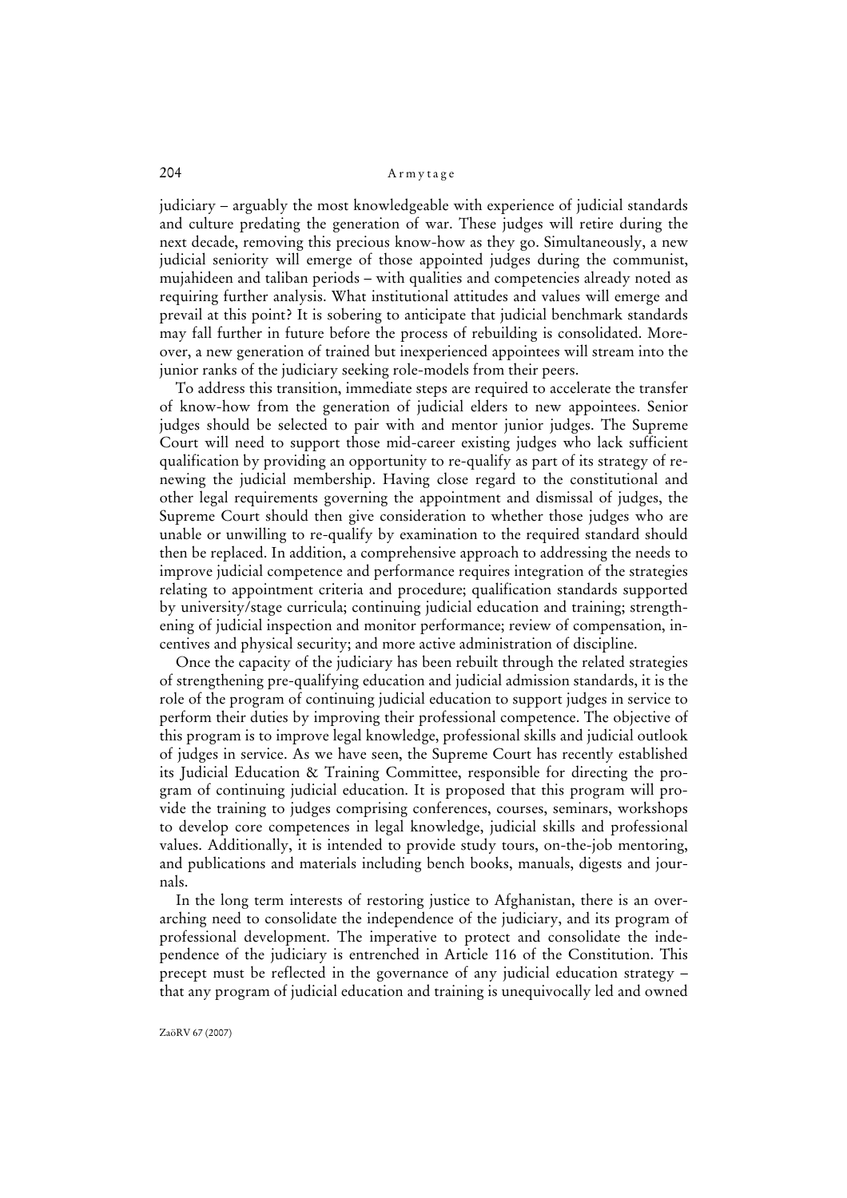judiciary – arguably the most knowledgeable with experience of judicial standards and culture predating the generation of war. These judges will retire during the next decade, removing this precious know-how as they go. Simultaneously, a new judicial seniority will emerge of those appointed judges during the communist, mujahideen and taliban periods – with qualities and competencies already noted as requiring further analysis. What institutional attitudes and values will emerge and prevail at this point? It is sobering to anticipate that judicial benchmark standards may fall further in future before the process of rebuilding is consolidated. Moreover, a new generation of trained but inexperienced appointees will stream into the junior ranks of the judiciary seeking role-models from their peers.

To address this transition, immediate steps are required to accelerate the transfer of know-how from the generation of judicial elders to new appointees. Senior judges should be selected to pair with and mentor junior judges. The Supreme Court will need to support those mid-career existing judges who lack sufficient qualification by providing an opportunity to re-qualify as part of its strategy of renewing the judicial membership. Having close regard to the constitutional and other legal requirements governing the appointment and dismissal of judges, the Supreme Court should then give consideration to whether those judges who are unable or unwilling to re-qualify by examination to the required standard should then be replaced. In addition, a comprehensive approach to addressing the needs to improve judicial competence and performance requires integration of the strategies relating to appointment criteria and procedure; qualification standards supported by university/stage curricula; continuing judicial education and training; strengthening of judicial inspection and monitor performance; review of compensation, incentives and physical security; and more active administration of discipline.

Once the capacity of the judiciary has been rebuilt through the related strategies of strengthening pre-qualifying education and judicial admission standards, it is the role of the program of continuing judicial education to support judges in service to perform their duties by improving their professional competence. The objective of this program is to improve legal knowledge, professional skills and judicial outlook of judges in service. As we have seen, the Supreme Court has recently established its Judicial Education & Training Committee, responsible for directing the program of continuing judicial education. It is proposed that this program will provide the training to judges comprising conferences, courses, seminars, workshops to develop core competences in legal knowledge, judicial skills and professional values. Additionally, it is intended to provide study tours, on-the-job mentoring, and publications and materials including bench books, manuals, digests and journals.

In the long term interests of restoring justice to Afghanistan, there is an overarching need to consolidate the independence of the judiciary, and its program of professional development. The imperative to protect and consolidate the independence of the judiciary is entrenched in Article 116 of the Constitution. This precept must be reflected in the governance of any judicial education strategy – that any program of judicial education and training is unequivocally led and owned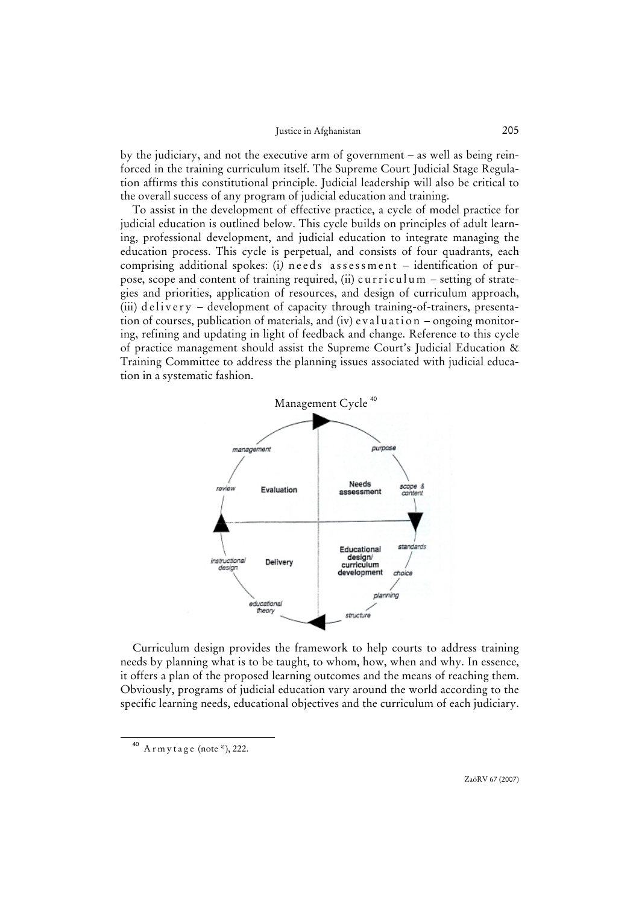by the judiciary, and not the executive arm of government – as well as being reinforced in the training curriculum itself. The Supreme Court Judicial Stage Regulation affirms this constitutional principle. Judicial leadership will also be critical to the overall success of any program of judicial education and training.

To assist in the development of effective practice, a cycle of model practice for judicial education is outlined below. This cycle builds on principles of adult learning, professional development, and judicial education to integrate managing the education process. This cycle is perpetual, and consists of four quadrants, each comprising additional spokes: (i) needs assessment – identification of purpose, scope and content of training required, (ii) curriculum – setting of strategies and priorities, application of resources, and design of curriculum approach, (iii) delivery – development of capacity through training-of-trainers, presentation of courses, publication of materials, and (iv) evaluation – ongoing monitoring, refining and updating in light of feedback and change. Reference to this cycle of practice management should assist the Supreme Court's Judicial Education & Training Committee to address the planning issues associated with judicial education in a systematic fashion.

Management Cycle [40]

management | purpose | Evaluation | Needs assessment | review | scope & content | Educational design/ curriculum development | standards | instructional design | Delivery | choice | planning | educational theory | structure

Curriculum design provides the framework to help courts to address training needs by planning what is to be taught, to whom, how, when and why. In essence, it offers a plan of the proposed learning outcomes and the means of reaching them. Obviously, programs of judicial education vary around the world according to the specific learning needs, educational objectives and the curriculum of each judiciary.

[40] Armytage (note *), 222.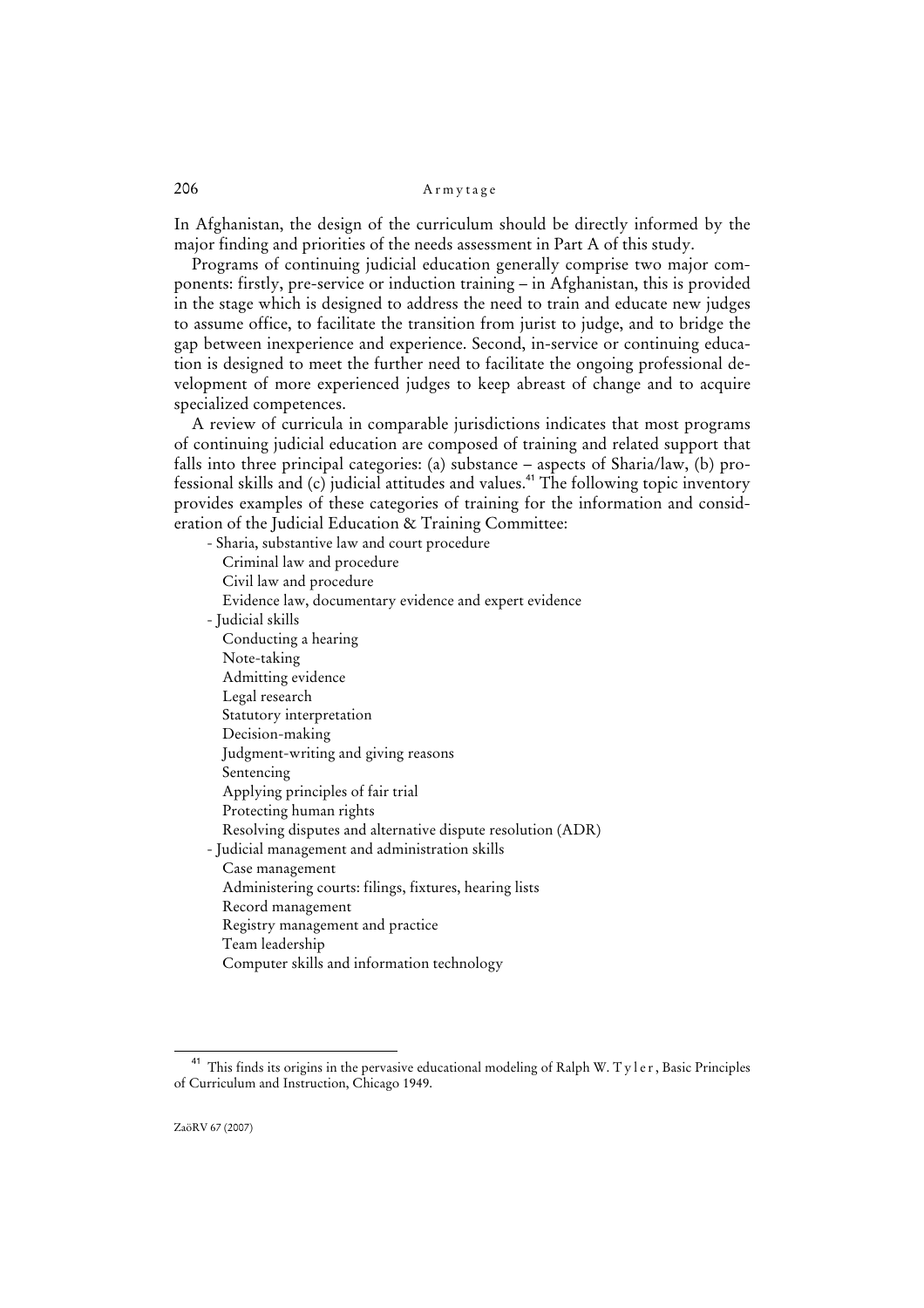In Afghanistan, the design of the curriculum should be directly informed by the major finding and priorities of the needs assessment in Part A of this study.

Programs of continuing judicial education generally comprise two major components: firstly, pre-service or induction training – in Afghanistan, this is provided in the stage which is designed to address the need to train and educate new judges to assume office, to facilitate the transition from jurist to judge, and to bridge the gap between inexperience and experience. Second, in-service or continuing education is designed to meet the further need to facilitate the ongoing professional development of more experienced judges to keep abreast of change and to acquire specialized competences.

A review of curricula in comparable jurisdictions indicates that most programs of continuing judicial education are composed of training and related support that falls into three principal categories: (a) substance – aspects of Sharia/law, (b) professional skills and (c) judicial attitudes and values.[41] The following topic inventory provides examples of these categories of training for the information and consideration of the Judicial Education & Training Committee:

- Sharia, substantive law and court procedure
  - Criminal law and procedure
  - Civil law and procedure
  - Evidence law, documentary evidence and expert evidence
- Judicial skills
  - Conducting a hearing
  - Note-taking
  - Admitting evidence
  - Legal research
  - Statutory interpretation
  - Decision-making
  - Judgment-writing and giving reasons
  - Sentencing
  - Applying principles of fair trial
  - Protecting human rights
  - Resolving disputes and alternative dispute resolution (ADR)
- Judicial management and administration skills
  - Case management
  - Administering courts: filings, fixtures, hearing lists
  - Record management
  - Registry management and practice
  - Team leadership
  - Computer skills and information technology

---

[41] This finds its origins in the pervasive educational modeling of Ralph W. Tyler, Basic Principles of Curriculum and Instruction, Chicago 1949.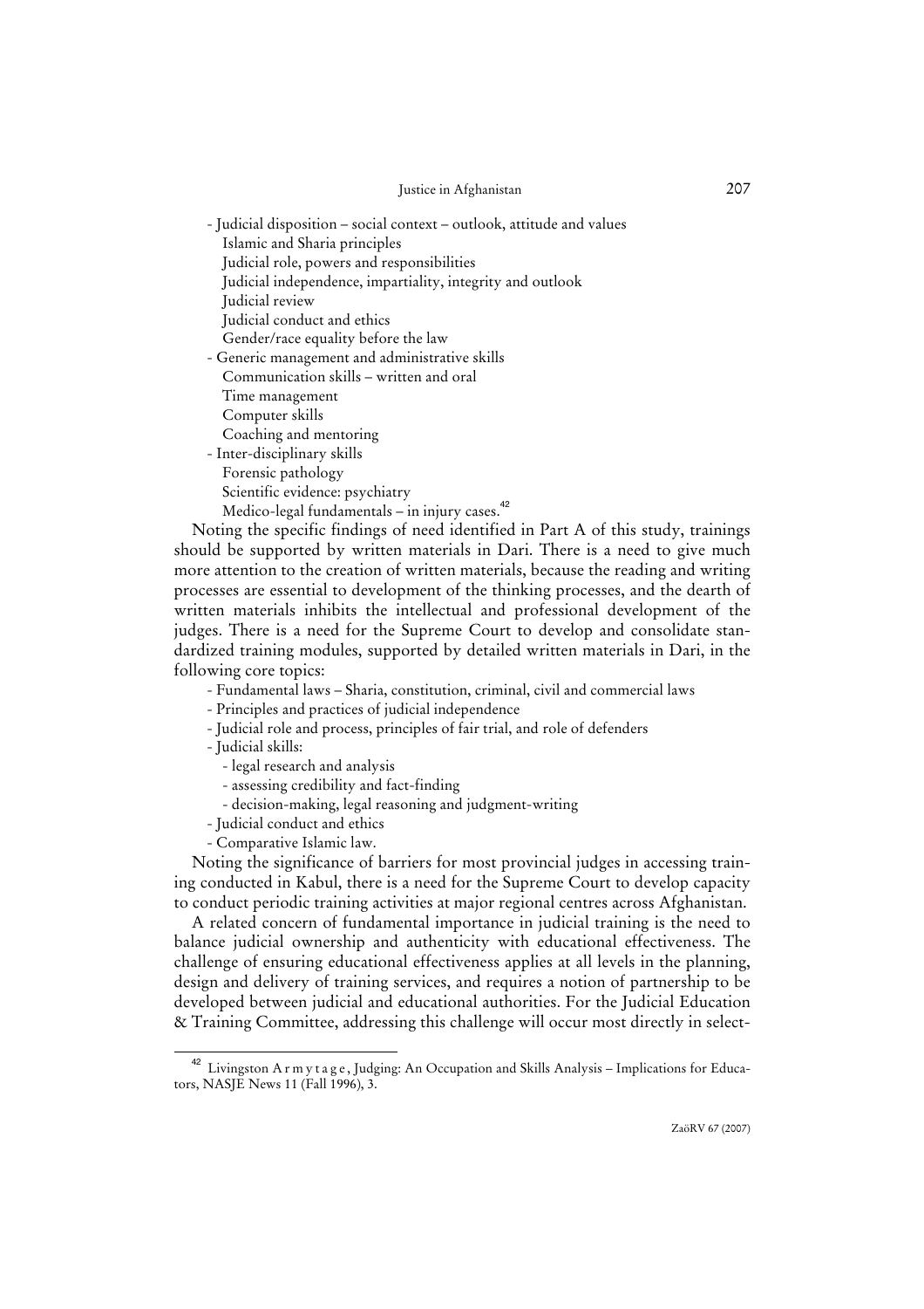- Judicial disposition – social context – outlook, attitude and values
  - Islamic and Sharia principles
  - Judicial role, powers and responsibilities
  - Judicial independence, impartiality, integrity and outlook
  - Judicial review
  - Judicial conduct and ethics
  - Gender/race equality before the law
- Generic management and administrative skills
  - Communication skills – written and oral
  - Time management
  - Computer skills
  - Coaching and mentoring
- Inter-disciplinary skills
  - Forensic pathology
  - Scientific evidence: psychiatry
  - Medico-legal fundamentals – in injury cases.[42]

Noting the specific findings of need identified in Part A of this study, trainings should be supported by written materials in Dari. There is a need to give much more attention to the creation of written materials, because the reading and writing processes are essential to development of the thinking processes, and the dearth of written materials inhibits the intellectual and professional development of the judges. There is a need for the Supreme Court to develop and consolidate standardized training modules, supported by detailed written materials in Dari, in the following core topics:

- Fundamental laws – Sharia, constitution, criminal, civil and commercial laws
- Principles and practices of judicial independence
- Judicial role and process, principles of fair trial, and role of defenders
- Judicial skills:
  - legal research and analysis
  - assessing credibility and fact-finding
  - decision-making, legal reasoning and judgment-writing
- Judicial conduct and ethics
- Comparative Islamic law.

Noting the significance of barriers for most provincial judges in accessing training conducted in Kabul, there is a need for the Supreme Court to develop capacity to conduct periodic training activities at major regional centres across Afghanistan.

A related concern of fundamental importance in judicial training is the need to balance judicial ownership and authenticity with educational effectiveness. The challenge of ensuring educational effectiveness applies at all levels in the planning, design and delivery of training services, and requires a notion of partnership to be developed between judicial and educational authorities. For the Judicial Education & Training Committee, addressing this challenge will occur most directly in select-

---

[42] Livingston Armytage, Judging: An Occupation and Skills Analysis – Implications for Educators, NASJE News 11 (Fall 1996), 3.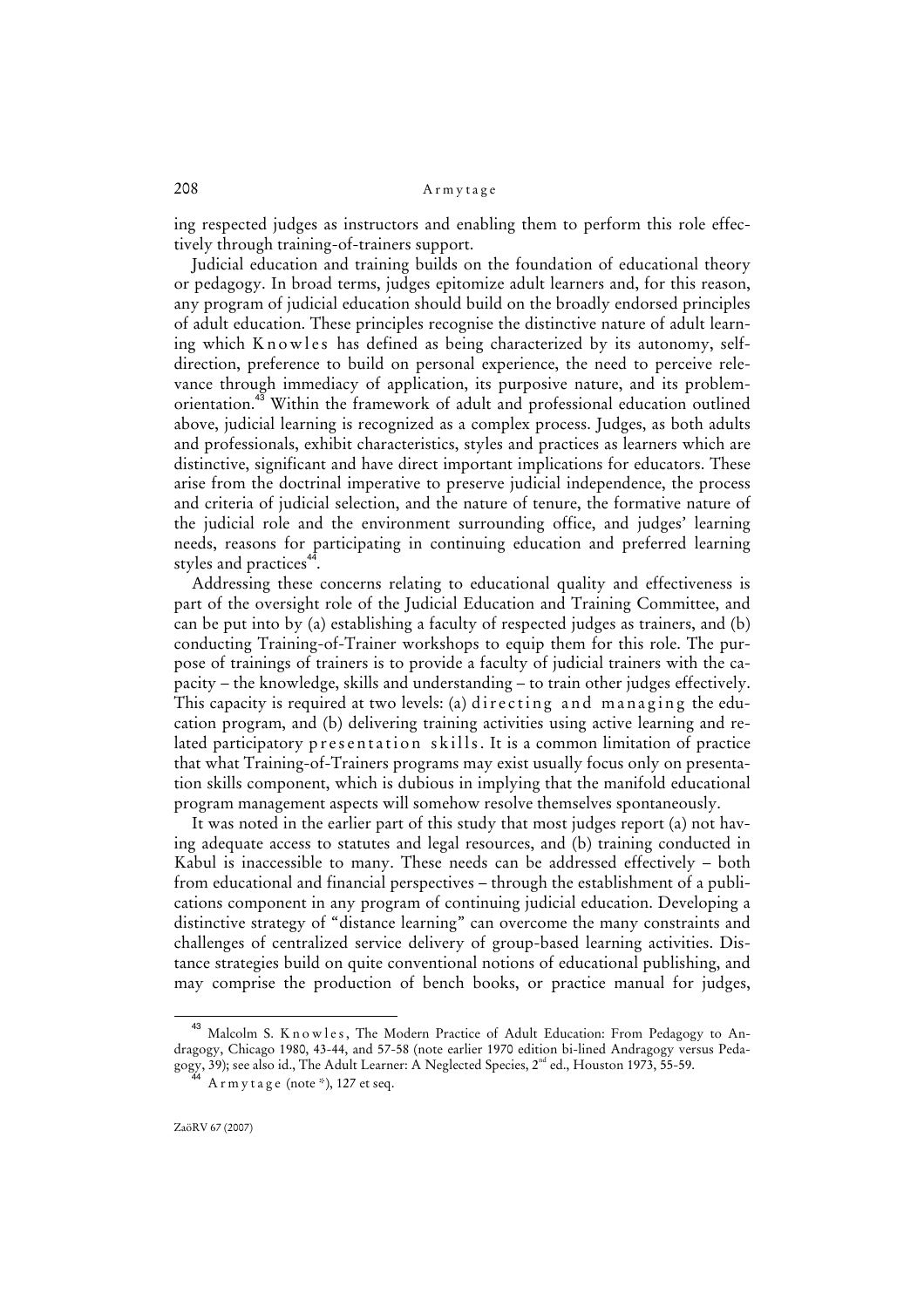ing respected judges as instructors and enabling them to perform this role effectively through training-of-trainers support.

Judicial education and training builds on the foundation of educational theory or pedagogy. In broad terms, judges epitomize adult learners and, for this reason, any program of judicial education should build on the broadly endorsed principles of adult education. These principles recognise the distinctive nature of adult learning which Knowles has defined as being characterized by its autonomy, self-direction, preference to build on personal experience, the need to perceive relevance through immediacy of application, its purposive nature, and its problem-orientation.[43] Within the framework of adult and professional education outlined above, judicial learning is recognized as a complex process. Judges, as both adults and professionals, exhibit characteristics, styles and practices as learners which are distinctive, significant and have direct important implications for educators. These arise from the doctrinal imperative to preserve judicial independence, the process and criteria of judicial selection, and the nature of tenure, the formative nature of the judicial role and the environment surrounding office, and judges' learning needs, reasons for participating in continuing education and preferred learning styles and practices[44].

Addressing these concerns relating to educational quality and effectiveness is part of the oversight role of the Judicial Education and Training Committee, and can be put into by (a) establishing a faculty of respected judges as trainers, and (b) conducting Training-of-Trainer workshops to equip them for this role. The purpose of trainings of trainers is to provide a faculty of judicial trainers with the capacity – the knowledge, skills and understanding – to train other judges effectively. This capacity is required at two levels: (a) directing and managing the education program, and (b) delivering training activities using active learning and related participatory presentation skills. It is a common limitation of practice that what Training-of-Trainers programs may exist usually focus only on presentation skills component, which is dubious in implying that the manifold educational program management aspects will somehow resolve themselves spontaneously.

It was noted in the earlier part of this study that most judges report (a) not having adequate access to statutes and legal resources, and (b) training conducted in Kabul is inaccessible to many. These needs can be addressed effectively – both from educational and financial perspectives – through the establishment of a publications component in any program of continuing judicial education. Developing a distinctive strategy of "distance learning" can overcome the many constraints and challenges of centralized service delivery of group-based learning activities. Distance strategies build on quite conventional notions of educational publishing, and may comprise the production of bench books, or practice manual for judges,

---

[43] Malcolm S. Knowles, The Modern Practice of Adult Education: From Pedagogy to Andragogy, Chicago 1980, 43-44, and 57-58 (note earlier 1970 edition bi-lined Andragogy versus Pedagogy, 39); see also id., The Adult Learner: A Neglected Species, 2nd ed., Houston 1973, 55-59.

[44] Armytage (note *), 127 et seq.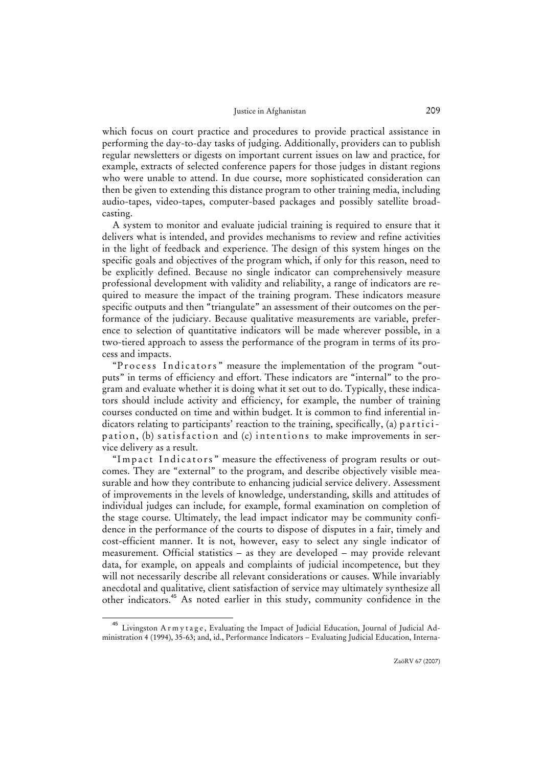which focus on court practice and procedures to provide practical assistance in performing the day-to-day tasks of judging. Additionally, providers can to publish regular newsletters or digests on important current issues on law and practice, for example, extracts of selected conference papers for those judges in distant regions who were unable to attend. In due course, more sophisticated consideration can then be given to extending this distance program to other training media, including audio-tapes, video-tapes, computer-based packages and possibly satellite broadcasting.

A system to monitor and evaluate judicial training is required to ensure that it delivers what is intended, and provides mechanisms to review and refine activities in the light of feedback and experience. The design of this system hinges on the specific goals and objectives of the program which, if only for this reason, need to be explicitly defined. Because no single indicator can comprehensively measure professional development with validity and reliability, a range of indicators are required to measure the impact of the training program. These indicators measure specific outputs and then "triangulate" an assessment of their outcomes on the performance of the judiciary. Because qualitative measurements are variable, preference to selection of quantitative indicators will be made wherever possible, in a two-tiered approach to assess the performance of the program in terms of its process and impacts.

"Process Indicators" measure the implementation of the program "outputs" in terms of efficiency and effort. These indicators are "internal" to the program and evaluate whether it is doing what it set out to do. Typically, these indicators should include activity and efficiency, for example, the number of training courses conducted on time and within budget. It is common to find inferential indicators relating to participants' reaction to the training, specifically, (a) participation, (b) satisfaction and (c) intentions to make improvements in service delivery as a result.

"Impact Indicators" measure the effectiveness of program results or outcomes. They are "external" to the program, and describe objectively visible measurable and how they contribute to enhancing judicial service delivery. Assessment of improvements in the levels of knowledge, understanding, skills and attitudes of individual judges can include, for example, formal examination on completion of the stage course. Ultimately, the lead impact indicator may be community confidence in the performance of the courts to dispose of disputes in a fair, timely and cost-efficient manner. It is not, however, easy to select any single indicator of measurement. Official statistics – as they are developed – may provide relevant data, for example, on appeals and complaints of judicial incompetence, but they will not necessarily describe all relevant considerations or causes. While invariably anecdotal and qualitative, client satisfaction of service may ultimately synthesize all other indicators.[45] As noted earlier in this study, community confidence in the

[45] Livingston Armytage, Evaluating the Impact of Judicial Education, Journal of Judicial Administration 4 (1994), 35-63; and, id., Performance Indicators – Evaluating Judicial Education, Interna-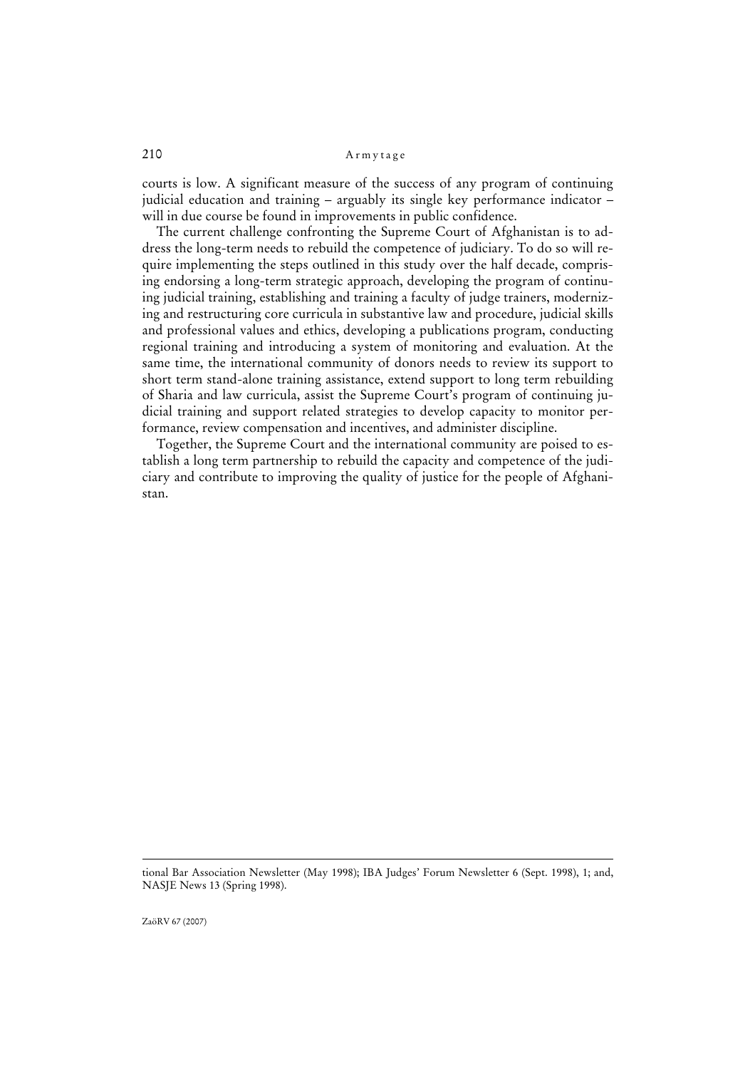courts is low. A significant measure of the success of any program of continuing judicial education and training – arguably its single key performance indicator – will in due course be found in improvements in public confidence.

The current challenge confronting the Supreme Court of Afghanistan is to address the long-term needs to rebuild the competence of judiciary. To do so will require implementing the steps outlined in this study over the half decade, comprising endorsing a long-term strategic approach, developing the program of continuing judicial training, establishing and training a faculty of judge trainers, modernizing and restructuring core curricula in substantive law and procedure, judicial skills and professional values and ethics, developing a publications program, conducting regional training and introducing a system of monitoring and evaluation. At the same time, the international community of donors needs to review its support to short term stand-alone training assistance, extend support to long term rebuilding of Sharia and law curricula, assist the Supreme Court's program of continuing judicial training and support related strategies to develop capacity to monitor performance, review compensation and incentives, and administer discipline.

Together, the Supreme Court and the international community are poised to establish a long term partnership to rebuild the capacity and competence of the judiciary and contribute to improving the quality of justice for the people of Afghanistan.

---

tional Bar Association Newsletter (May 1998); IBA Judges' Forum Newsletter 6 (Sept. 1998), 1; and, NASJE News 13 (Spring 1998).